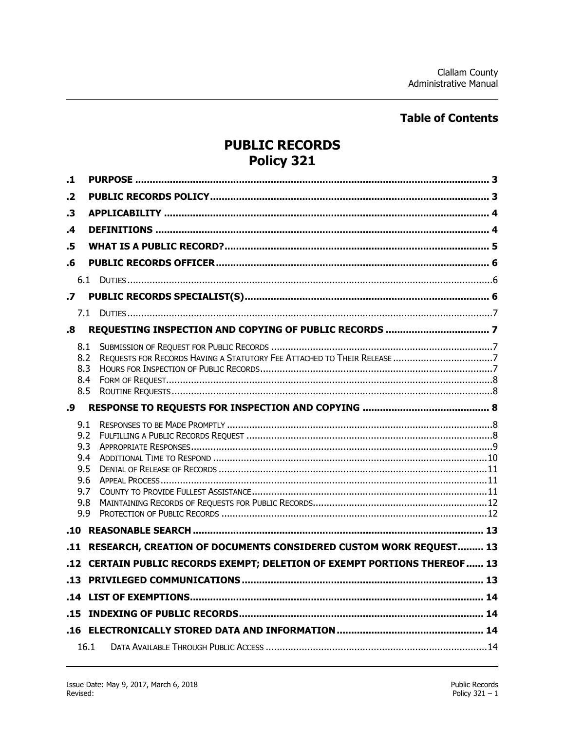## Table of Contents

# PUBLIC RECORDS
# Policy 321

| | | |
|---|---|---|
| **.1** | **PURPOSE** | **3** |
| **.2** | **PUBLIC RECORDS POLICY** | **3** |
| **.3** | **APPLICABILITY** | **4** |
| **.4** | **DEFINITIONS** | **4** |
| **.5** | **WHAT IS A PUBLIC RECORD?** | **5** |
| **.6** | **PUBLIC RECORDS OFFICER** | **6** |
| 6.1 | DUTIES | 6 |
| **.7** | **PUBLIC RECORDS SPECIALIST(S)** | **6** |
| 7.1 | DUTIES | 7 |
| **.8** | **REQUESTING INSPECTION AND COPYING OF PUBLIC RECORDS** | **7** |
| 8.1 | SUBMISSION OF REQUEST FOR PUBLIC RECORDS | 7 |
| 8.2 | REQUESTS FOR RECORDS HAVING A STATUTORY FEE ATTACHED TO THEIR RELEASE | 7 |
| 8.3 | HOURS FOR INSPECTION OF PUBLIC RECORDS | 7 |
| 8.4 | FORM OF REQUEST | 8 |
| 8.5 | ROUTINE REQUESTS | 8 |
| **.9** | **RESPONSE TO REQUESTS FOR INSPECTION AND COPYING** | **8** |
| 9.1 | RESPONSES TO BE MADE PROMPTLY | 8 |
| 9.2 | FULFILLING A PUBLIC RECORDS REQUEST | 8 |
| 9.3 | APPROPRIATE RESPONSES | 9 |
| 9.4 | ADDITIONAL TIME TO RESPOND | 10 |
| 9.5 | DENIAL OF RELEASE OF RECORDS | 11 |
| 9.6 | APPEAL PROCESS | 11 |
| 9.7 | COUNTY TO PROVIDE FULLEST ASSISTANCE | 11 |
| 9.8 | MAINTAINING RECORDS OF REQUESTS FOR PUBLIC RECORDS | 12 |
| 9.9 | PROTECTION OF PUBLIC RECORDS | 12 |
| **.10** | **REASONABLE SEARCH** | **13** |
| **.11** | **RESEARCH, CREATION OF DOCUMENTS CONSIDERED CUSTOM WORK REQUEST** | **13** |
| **.12** | **CERTAIN PUBLIC RECORDS EXEMPT; DELETION OF EXEMPT PORTIONS THEREOF** | **13** |
| **.13** | **PRIVILEGED COMMUNICATIONS** | **13** |
| **.14** | **LIST OF EXEMPTIONS** | **14** |
| **.15** | **INDEXING OF PUBLIC RECORDS** | **14** |
| **.16** | **ELECTRONICALLY STORED DATA AND INFORMATION** | **14** |
| 16.1 | DATA AVAILABLE THROUGH PUBLIC ACCESS | 14 |

Issue Date: May 9, 2017, March 6, 2018
Revised: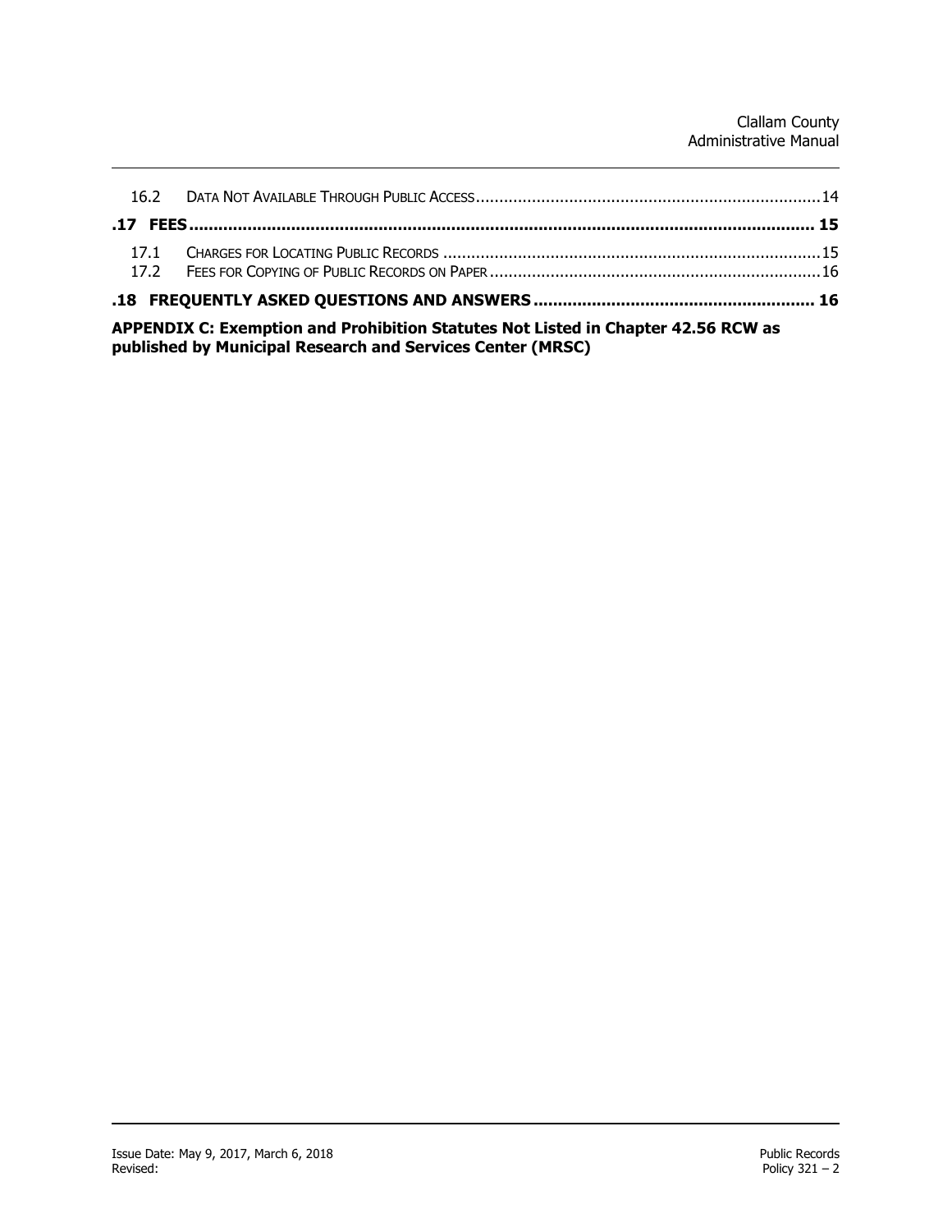16.2 DATA NOT AVAILABLE THROUGH PUBLIC ACCESS ........................................................................ 14

**.17 FEES ............................................................................................................................ 15**

17.1 CHARGES FOR LOCATING PUBLIC RECORDS ............................................................................... 15
17.2 FEES FOR COPYING OF PUBLIC RECORDS ON PAPER ...................................................................... 16

**.18 FREQUENTLY ASKED QUESTIONS AND ANSWERS ........................................................ 16**

**APPENDIX C: Exemption and Prohibition Statutes Not Listed in Chapter 42.56 RCW as published by Municipal Research and Services Center (MRSC)**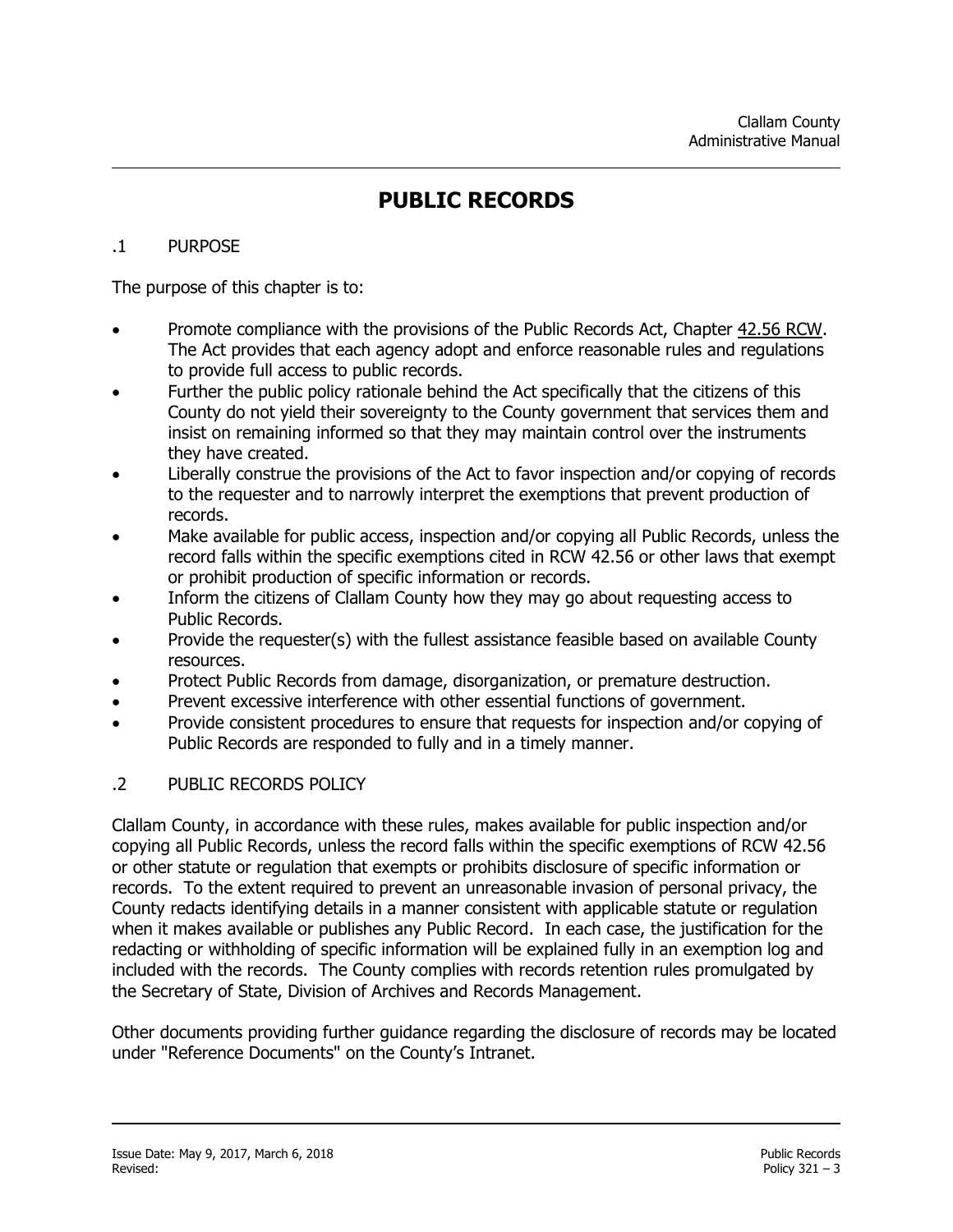# PUBLIC RECORDS

## .1 PURPOSE

The purpose of this chapter is to:

- Promote compliance with the provisions of the Public Records Act, Chapter 42.56 RCW. The Act provides that each agency adopt and enforce reasonable rules and regulations to provide full access to public records.
- Further the public policy rationale behind the Act specifically that the citizens of this County do not yield their sovereignty to the County government that services them and insist on remaining informed so that they may maintain control over the instruments they have created.
- Liberally construe the provisions of the Act to favor inspection and/or copying of records to the requester and to narrowly interpret the exemptions that prevent production of records.
- Make available for public access, inspection and/or copying all Public Records, unless the record falls within the specific exemptions cited in RCW 42.56 or other laws that exempt or prohibit production of specific information or records.
- Inform the citizens of Clallam County how they may go about requesting access to Public Records.
- Provide the requester(s) with the fullest assistance feasible based on available County resources.
- Protect Public Records from damage, disorganization, or premature destruction.
- Prevent excessive interference with other essential functions of government.
- Provide consistent procedures to ensure that requests for inspection and/or copying of Public Records are responded to fully and in a timely manner.

## .2 PUBLIC RECORDS POLICY

Clallam County, in accordance with these rules, makes available for public inspection and/or copying all Public Records, unless the record falls within the specific exemptions of RCW 42.56 or other statute or regulation that exempts or prohibits disclosure of specific information or records. To the extent required to prevent an unreasonable invasion of personal privacy, the County redacts identifying details in a manner consistent with applicable statute or regulation when it makes available or publishes any Public Record. In each case, the justification for the redacting or withholding of specific information will be explained fully in an exemption log and included with the records. The County complies with records retention rules promulgated by the Secretary of State, Division of Archives and Records Management.

Other documents providing further guidance regarding the disclosure of records may be located under "Reference Documents" on the County's Intranet.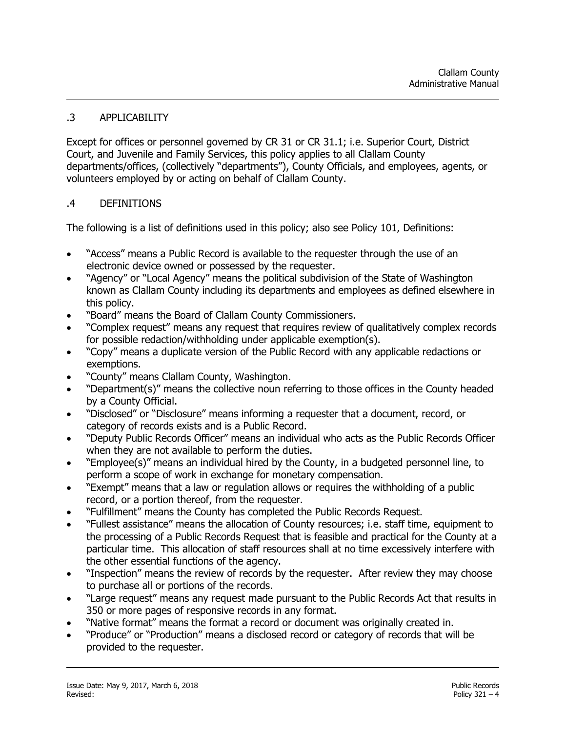## .3 APPLICABILITY

Except for offices or personnel governed by CR 31 or CR 31.1; i.e. Superior Court, District Court, and Juvenile and Family Services, this policy applies to all Clallam County departments/offices, (collectively "departments"), County Officials, and employees, agents, or volunteers employed by or acting on behalf of Clallam County.

## .4 DEFINITIONS

The following is a list of definitions used in this policy; also see Policy 101, Definitions:

- "Access" means a Public Record is available to the requester through the use of an electronic device owned or possessed by the requester.
- "Agency" or "Local Agency" means the political subdivision of the State of Washington known as Clallam County including its departments and employees as defined elsewhere in this policy.
- "Board" means the Board of Clallam County Commissioners.
- "Complex request" means any request that requires review of qualitatively complex records for possible redaction/withholding under applicable exemption(s).
- "Copy" means a duplicate version of the Public Record with any applicable redactions or exemptions.
- "County" means Clallam County, Washington.
- "Department(s)" means the collective noun referring to those offices in the County headed by a County Official.
- "Disclosed" or "Disclosure" means informing a requester that a document, record, or category of records exists and is a Public Record.
- "Deputy Public Records Officer" means an individual who acts as the Public Records Officer when they are not available to perform the duties.
- "Employee(s)" means an individual hired by the County, in a budgeted personnel line, to perform a scope of work in exchange for monetary compensation.
- "Exempt" means that a law or regulation allows or requires the withholding of a public record, or a portion thereof, from the requester.
- "Fulfillment" means the County has completed the Public Records Request.
- "Fullest assistance" means the allocation of County resources; i.e. staff time, equipment to the processing of a Public Records Request that is feasible and practical for the County at a particular time. This allocation of staff resources shall at no time excessively interfere with the other essential functions of the agency.
- "Inspection" means the review of records by the requester. After review they may choose to purchase all or portions of the records.
- "Large request" means any request made pursuant to the Public Records Act that results in 350 or more pages of responsive records in any format.
- "Native format" means the format a record or document was originally created in.
- "Produce" or "Production" means a disclosed record or category of records that will be provided to the requester.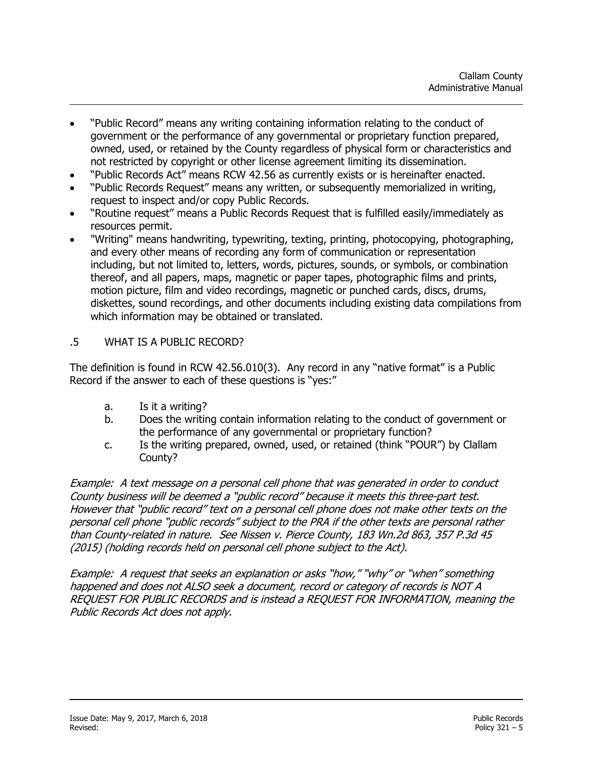- "Public Record" means any writing containing information relating to the conduct of government or the performance of any governmental or proprietary function prepared, owned, used, or retained by the County regardless of physical form or characteristics and not restricted by copyright or other license agreement limiting its dissemination.
- "Public Records Act" means RCW 42.56 as currently exists or is hereinafter enacted.
- "Public Records Request" means any written, or subsequently memorialized in writing, request to inspect and/or copy Public Records.
- "Routine request" means a Public Records Request that is fulfilled easily/immediately as resources permit.
- "Writing" means handwriting, typewriting, texting, printing, photocopying, photographing, and every other means of recording any form of communication or representation including, but not limited to, letters, words, pictures, sounds, or symbols, or combination thereof, and all papers, maps, magnetic or paper tapes, photographic films and prints, motion picture, film and video recordings, magnetic or punched cards, discs, drums, diskettes, sound recordings, and other documents including existing data compilations from which information may be obtained or translated.

## .5 WHAT IS A PUBLIC RECORD?

The definition is found in RCW 42.56.010(3). Any record in any "native format" is a Public Record if the answer to each of these questions is "yes:"

a. Is it a writing?
b. Does the writing contain information relating to the conduct of government or the performance of any governmental or proprietary function?
c. Is the writing prepared, owned, used, or retained (think "POUR") by Clallam County?

*Example: A text message on a personal cell phone that was generated in order to conduct County business will be deemed a "public record" because it meets this three-part test. However that "public record" text on a personal cell phone does not make other texts on the personal cell phone "public records" subject to the PRA if the other texts are personal rather than County-related in nature. See Nissen v. Pierce County, 183 Wn.2d 863, 357 P.3d 45 (2015) (holding records held on personal cell phone subject to the Act).*

*Example: A request that seeks an explanation or asks "how," "why" or "when" something happened and does not ALSO seek a document, record or category of records is NOT A REQUEST FOR PUBLIC RECORDS and is instead a REQUEST FOR INFORMATION, meaning the Public Records Act does not apply.*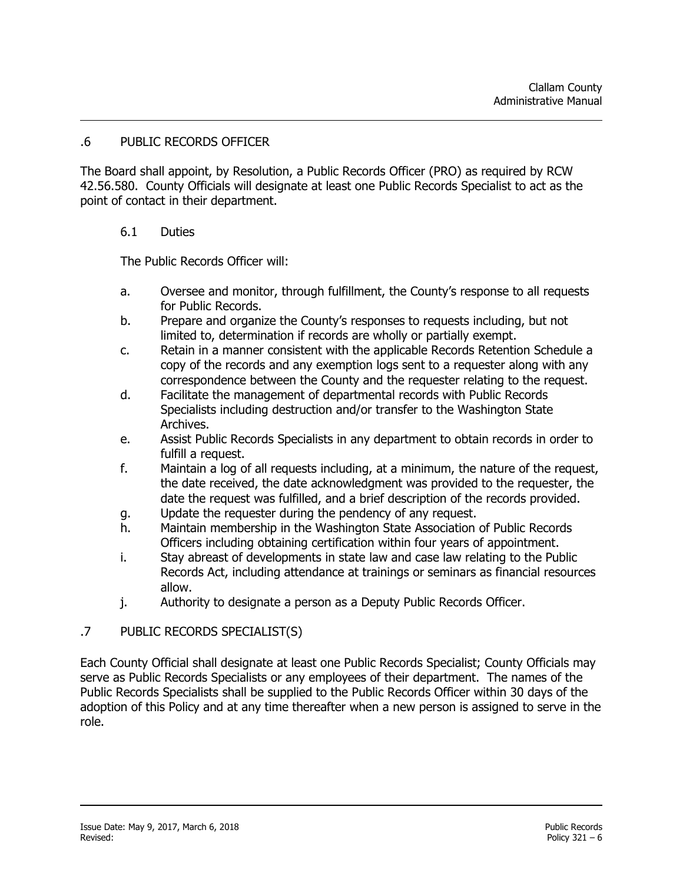## .6 PUBLIC RECORDS OFFICER

The Board shall appoint, by Resolution, a Public Records Officer (PRO) as required by RCW 42.56.580. County Officials will designate at least one Public Records Specialist to act as the point of contact in their department.

### 6.1 Duties

The Public Records Officer will:

a. Oversee and monitor, through fulfillment, the County's response to all requests for Public Records.
b. Prepare and organize the County's responses to requests including, but not limited to, determination if records are wholly or partially exempt.
c. Retain in a manner consistent with the applicable Records Retention Schedule a copy of the records and any exemption logs sent to a requester along with any correspondence between the County and the requester relating to the request.
d. Facilitate the management of departmental records with Public Records Specialists including destruction and/or transfer to the Washington State Archives.
e. Assist Public Records Specialists in any department to obtain records in order to fulfill a request.
f. Maintain a log of all requests including, at a minimum, the nature of the request, the date received, the date acknowledgment was provided to the requester, the date the request was fulfilled, and a brief description of the records provided.
g. Update the requester during the pendency of any request.
h. Maintain membership in the Washington State Association of Public Records Officers including obtaining certification within four years of appointment.
i. Stay abreast of developments in state law and case law relating to the Public Records Act, including attendance at trainings or seminars as financial resources allow.
j. Authority to designate a person as a Deputy Public Records Officer.

## .7 PUBLIC RECORDS SPECIALIST(S)

Each County Official shall designate at least one Public Records Specialist; County Officials may serve as Public Records Specialists or any employees of their department. The names of the Public Records Specialists shall be supplied to the Public Records Officer within 30 days of the adoption of this Policy and at any time thereafter when a new person is assigned to serve in the role.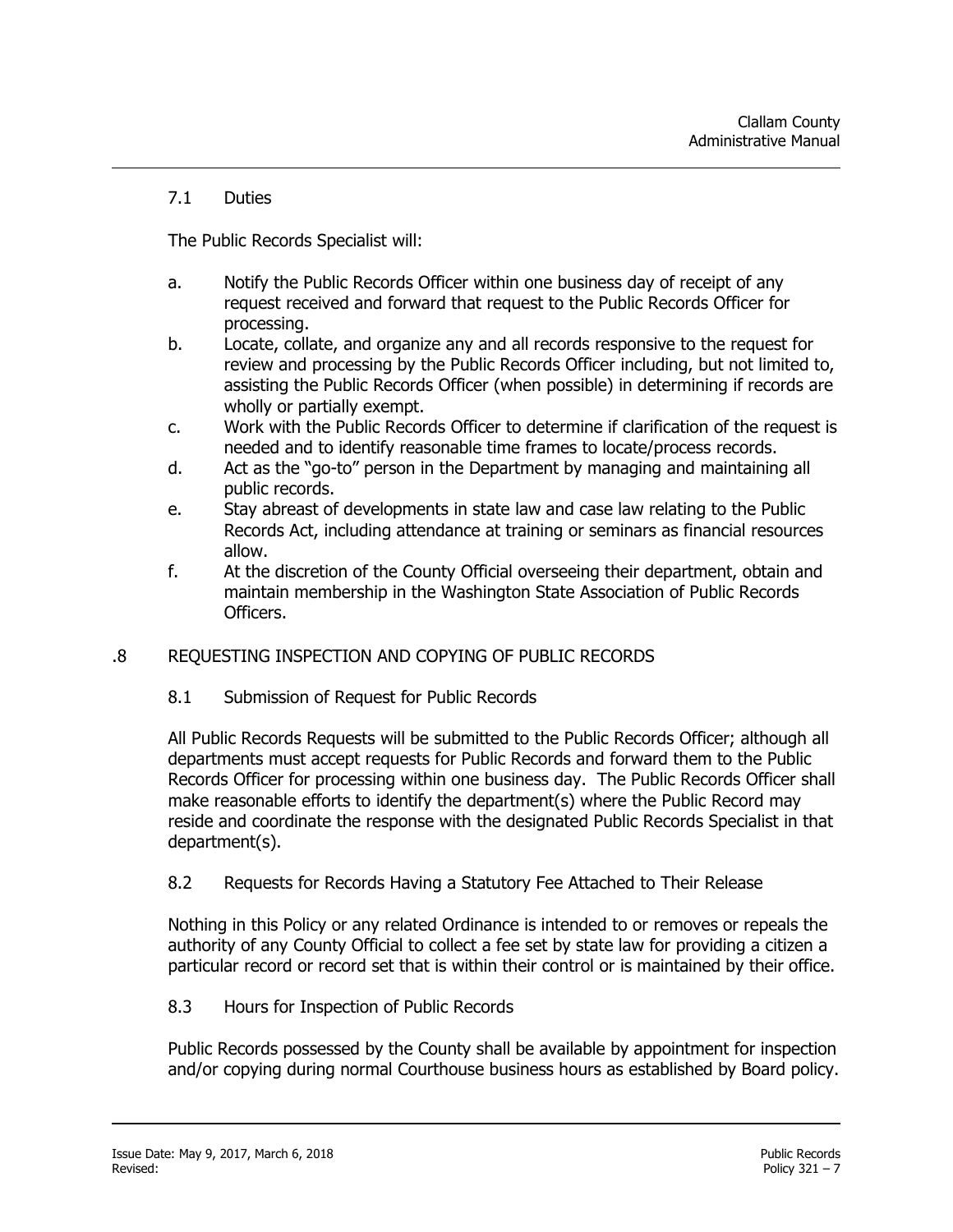### 7.1 Duties

The Public Records Specialist will:

a. Notify the Public Records Officer within one business day of receipt of any request received and forward that request to the Public Records Officer for processing.
b. Locate, collate, and organize any and all records responsive to the request for review and processing by the Public Records Officer including, but not limited to, assisting the Public Records Officer (when possible) in determining if records are wholly or partially exempt.
c. Work with the Public Records Officer to determine if clarification of the request is needed and to identify reasonable time frames to locate/process records.
d. Act as the "go-to" person in the Department by managing and maintaining all public records.
e. Stay abreast of developments in state law and case law relating to the Public Records Act, including attendance at training or seminars as financial resources allow.
f. At the discretion of the County Official overseeing their department, obtain and maintain membership in the Washington State Association of Public Records Officers.

## .8 REQUESTING INSPECTION AND COPYING OF PUBLIC RECORDS

### 8.1 Submission of Request for Public Records

All Public Records Requests will be submitted to the Public Records Officer; although all departments must accept requests for Public Records and forward them to the Public Records Officer for processing within one business day. The Public Records Officer shall make reasonable efforts to identify the department(s) where the Public Record may reside and coordinate the response with the designated Public Records Specialist in that department(s).

### 8.2 Requests for Records Having a Statutory Fee Attached to Their Release

Nothing in this Policy or any related Ordinance is intended to or removes or repeals the authority of any County Official to collect a fee set by state law for providing a citizen a particular record or record set that is within their control or is maintained by their office.

### 8.3 Hours for Inspection of Public Records

Public Records possessed by the County shall be available by appointment for inspection and/or copying during normal Courthouse business hours as established by Board policy.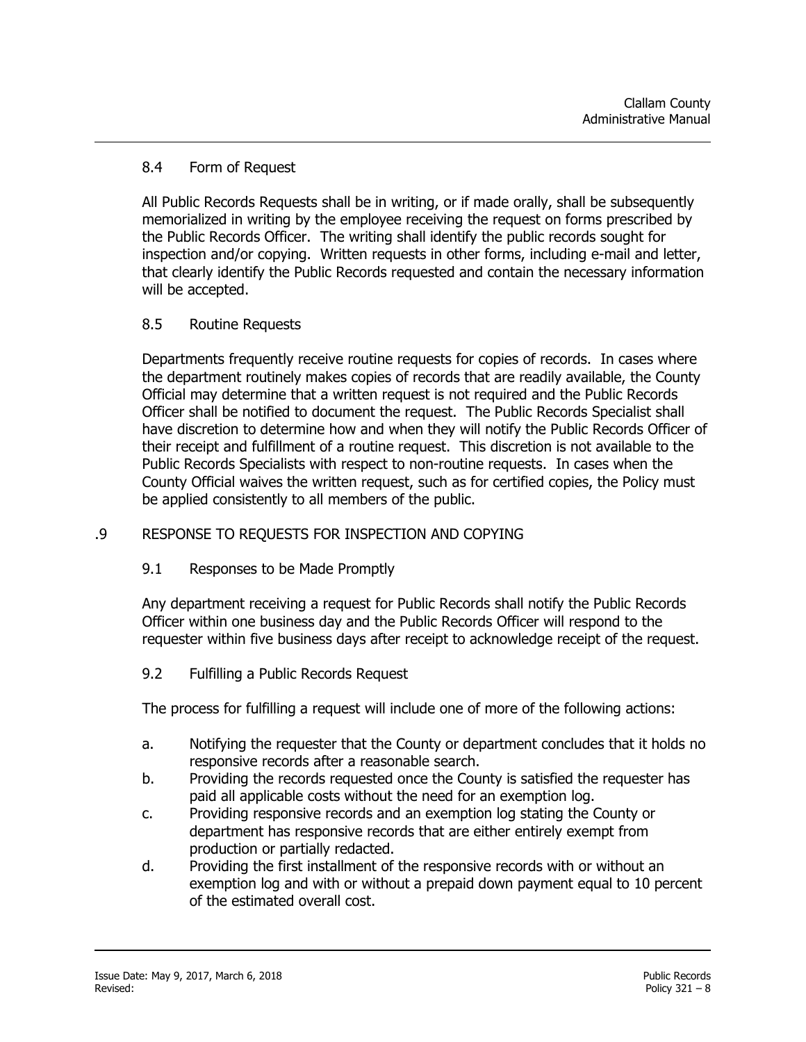### 8.4 Form of Request

All Public Records Requests shall be in writing, or if made orally, shall be subsequently memorialized in writing by the employee receiving the request on forms prescribed by the Public Records Officer. The writing shall identify the public records sought for inspection and/or copying. Written requests in other forms, including e-mail and letter, that clearly identify the Public Records requested and contain the necessary information will be accepted.

### 8.5 Routine Requests

Departments frequently receive routine requests for copies of records. In cases where the department routinely makes copies of records that are readily available, the County Official may determine that a written request is not required and the Public Records Officer shall be notified to document the request. The Public Records Specialist shall have discretion to determine how and when they will notify the Public Records Officer of their receipt and fulfillment of a routine request. This discretion is not available to the Public Records Specialists with respect to non-routine requests. In cases when the County Official waives the written request, such as for certified copies, the Policy must be applied consistently to all members of the public.

## .9 RESPONSE TO REQUESTS FOR INSPECTION AND COPYING

### 9.1 Responses to be Made Promptly

Any department receiving a request for Public Records shall notify the Public Records Officer within one business day and the Public Records Officer will respond to the requester within five business days after receipt to acknowledge receipt of the request.

### 9.2 Fulfilling a Public Records Request

The process for fulfilling a request will include one of more of the following actions:

a. Notifying the requester that the County or department concludes that it holds no responsive records after a reasonable search.

b. Providing the records requested once the County is satisfied the requester has paid all applicable costs without the need for an exemption log.

c. Providing responsive records and an exemption log stating the County or department has responsive records that are either entirely exempt from production or partially redacted.

d. Providing the first installment of the responsive records with or without an exemption log and with or without a prepaid down payment equal to 10 percent of the estimated overall cost.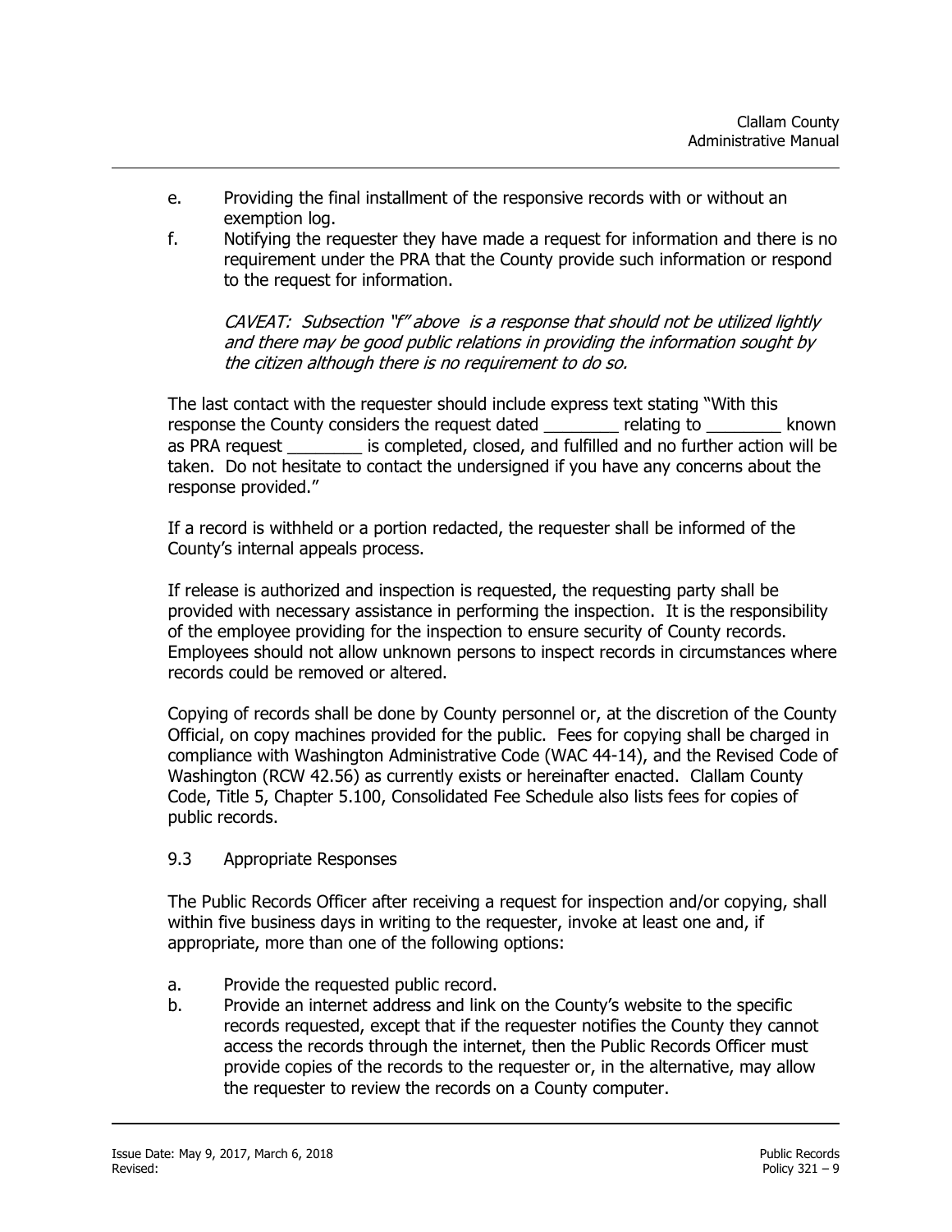e. Providing the final installment of the responsive records with or without an exemption log.

f. Notifying the requester they have made a request for information and there is no requirement under the PRA that the County provide such information or respond to the request for information.

> *CAVEAT: Subsection "f" above is a response that should not be utilized lightly and there may be good public relations in providing the information sought by the citizen although there is no requirement to do so.*

The last contact with the requester should include express text stating "With this response the County considers the request dated ________ relating to ________ known as PRA request ________ is completed, closed, and fulfilled and no further action will be taken. Do not hesitate to contact the undersigned if you have any concerns about the response provided."

If a record is withheld or a portion redacted, the requester shall be informed of the County's internal appeals process.

If release is authorized and inspection is requested, the requesting party shall be provided with necessary assistance in performing the inspection. It is the responsibility of the employee providing for the inspection to ensure security of County records. Employees should not allow unknown persons to inspect records in circumstances where records could be removed or altered.

Copying of records shall be done by County personnel or, at the discretion of the County Official, on copy machines provided for the public. Fees for copying shall be charged in compliance with Washington Administrative Code (WAC 44-14), and the Revised Code of Washington (RCW 42.56) as currently exists or hereinafter enacted. Clallam County Code, Title 5, Chapter 5.100, Consolidated Fee Schedule also lists fees for copies of public records.

### 9.3 Appropriate Responses

The Public Records Officer after receiving a request for inspection and/or copying, shall within five business days in writing to the requester, invoke at least one and, if appropriate, more than one of the following options:

a. Provide the requested public record.

b. Provide an internet address and link on the County's website to the specific records requested, except that if the requester notifies the County they cannot access the records through the internet, then the Public Records Officer must provide copies of the records to the requester or, in the alternative, may allow the requester to review the records on a County computer.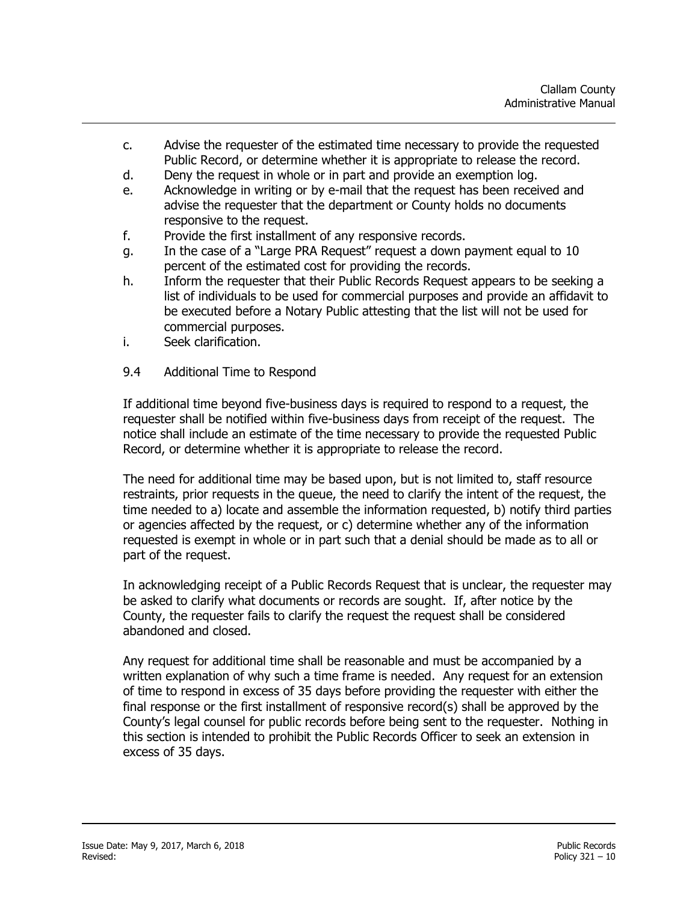c. Advise the requester of the estimated time necessary to provide the requested Public Record, or determine whether it is appropriate to release the record.
d. Deny the request in whole or in part and provide an exemption log.
e. Acknowledge in writing or by e-mail that the request has been received and advise the requester that the department or County holds no documents responsive to the request.
f. Provide the first installment of any responsive records.
g. In the case of a "Large PRA Request" request a down payment equal to 10 percent of the estimated cost for providing the records.
h. Inform the requester that their Public Records Request appears to be seeking a list of individuals to be used for commercial purposes and provide an affidavit to be executed before a Notary Public attesting that the list will not be used for commercial purposes.
i. Seek clarification.

9.4 Additional Time to Respond

If additional time beyond five-business days is required to respond to a request, the requester shall be notified within five-business days from receipt of the request. The notice shall include an estimate of the time necessary to provide the requested Public Record, or determine whether it is appropriate to release the record.

The need for additional time may be based upon, but is not limited to, staff resource restraints, prior requests in the queue, the need to clarify the intent of the request, the time needed to a) locate and assemble the information requested, b) notify third parties or agencies affected by the request, or c) determine whether any of the information requested is exempt in whole or in part such that a denial should be made as to all or part of the request.

In acknowledging receipt of a Public Records Request that is unclear, the requester may be asked to clarify what documents or records are sought. If, after notice by the County, the requester fails to clarify the request the request shall be considered abandoned and closed.

Any request for additional time shall be reasonable and must be accompanied by a written explanation of why such a time frame is needed. Any request for an extension of time to respond in excess of 35 days before providing the requester with either the final response or the first installment of responsive record(s) shall be approved by the County's legal counsel for public records before being sent to the requester. Nothing in this section is intended to prohibit the Public Records Officer to seek an extension in excess of 35 days.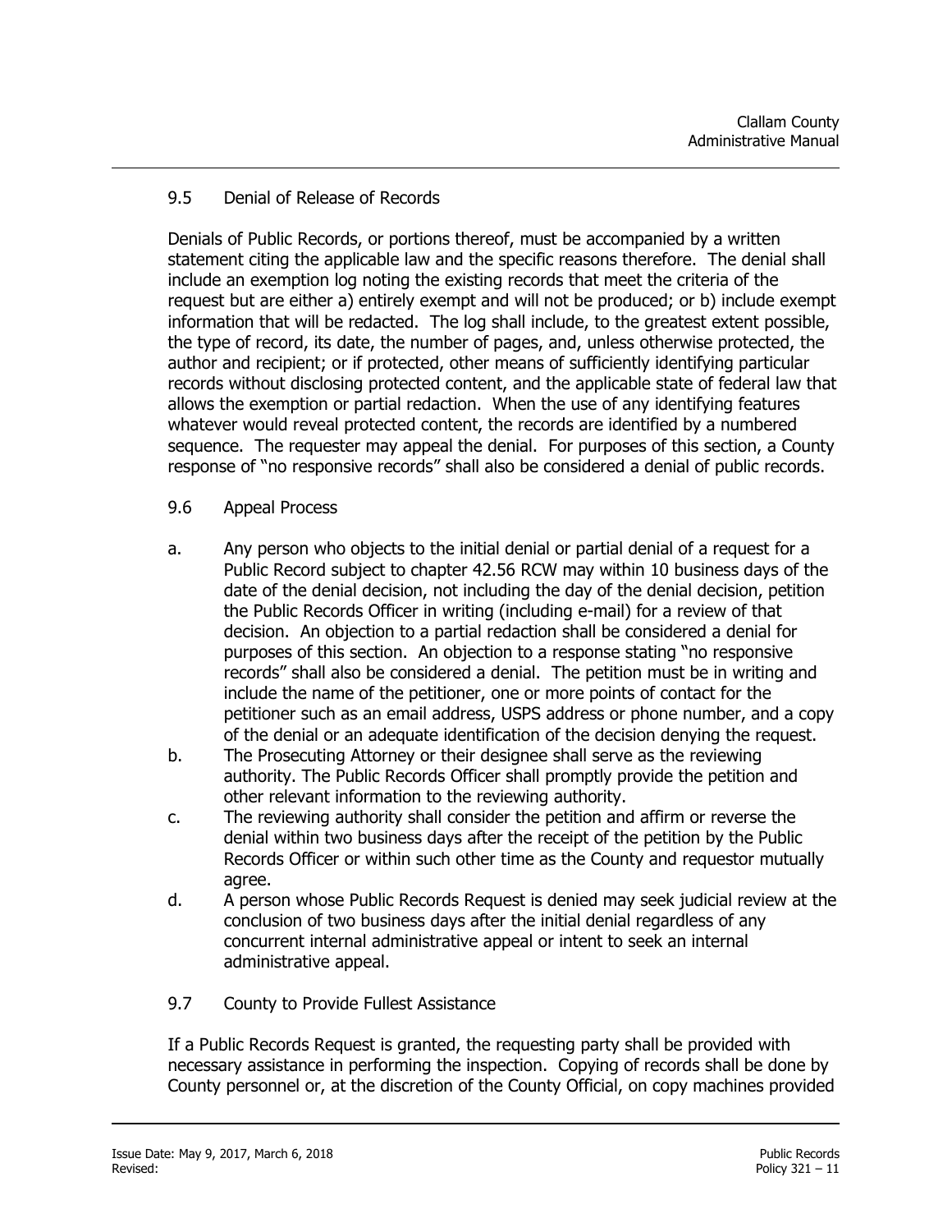## 9.5 Denial of Release of Records

Denials of Public Records, or portions thereof, must be accompanied by a written statement citing the applicable law and the specific reasons therefore. The denial shall include an exemption log noting the existing records that meet the criteria of the request but are either a) entirely exempt and will not be produced; or b) include exempt information that will be redacted. The log shall include, to the greatest extent possible, the type of record, its date, the number of pages, and, unless otherwise protected, the author and recipient; or if protected, other means of sufficiently identifying particular records without disclosing protected content, and the applicable state of federal law that allows the exemption or partial redaction. When the use of any identifying features whatever would reveal protected content, the records are identified by a numbered sequence. The requester may appeal the denial. For purposes of this section, a County response of "no responsive records" shall also be considered a denial of public records.

## 9.6 Appeal Process

a. Any person who objects to the initial denial or partial denial of a request for a Public Record subject to chapter 42.56 RCW may within 10 business days of the date of the denial decision, not including the day of the denial decision, petition the Public Records Officer in writing (including e-mail) for a review of that decision. An objection to a partial redaction shall be considered a denial for purposes of this section. An objection to a response stating "no responsive records" shall also be considered a denial. The petition must be in writing and include the name of the petitioner, one or more points of contact for the petitioner such as an email address, USPS address or phone number, and a copy of the denial or an adequate identification of the decision denying the request.

b. The Prosecuting Attorney or their designee shall serve as the reviewing authority. The Public Records Officer shall promptly provide the petition and other relevant information to the reviewing authority.

c. The reviewing authority shall consider the petition and affirm or reverse the denial within two business days after the receipt of the petition by the Public Records Officer or within such other time as the County and requestor mutually agree.

d. A person whose Public Records Request is denied may seek judicial review at the conclusion of two business days after the initial denial regardless of any concurrent internal administrative appeal or intent to seek an internal administrative appeal.

## 9.7 County to Provide Fullest Assistance

If a Public Records Request is granted, the requesting party shall be provided with necessary assistance in performing the inspection. Copying of records shall be done by County personnel or, at the discretion of the County Official, on copy machines provided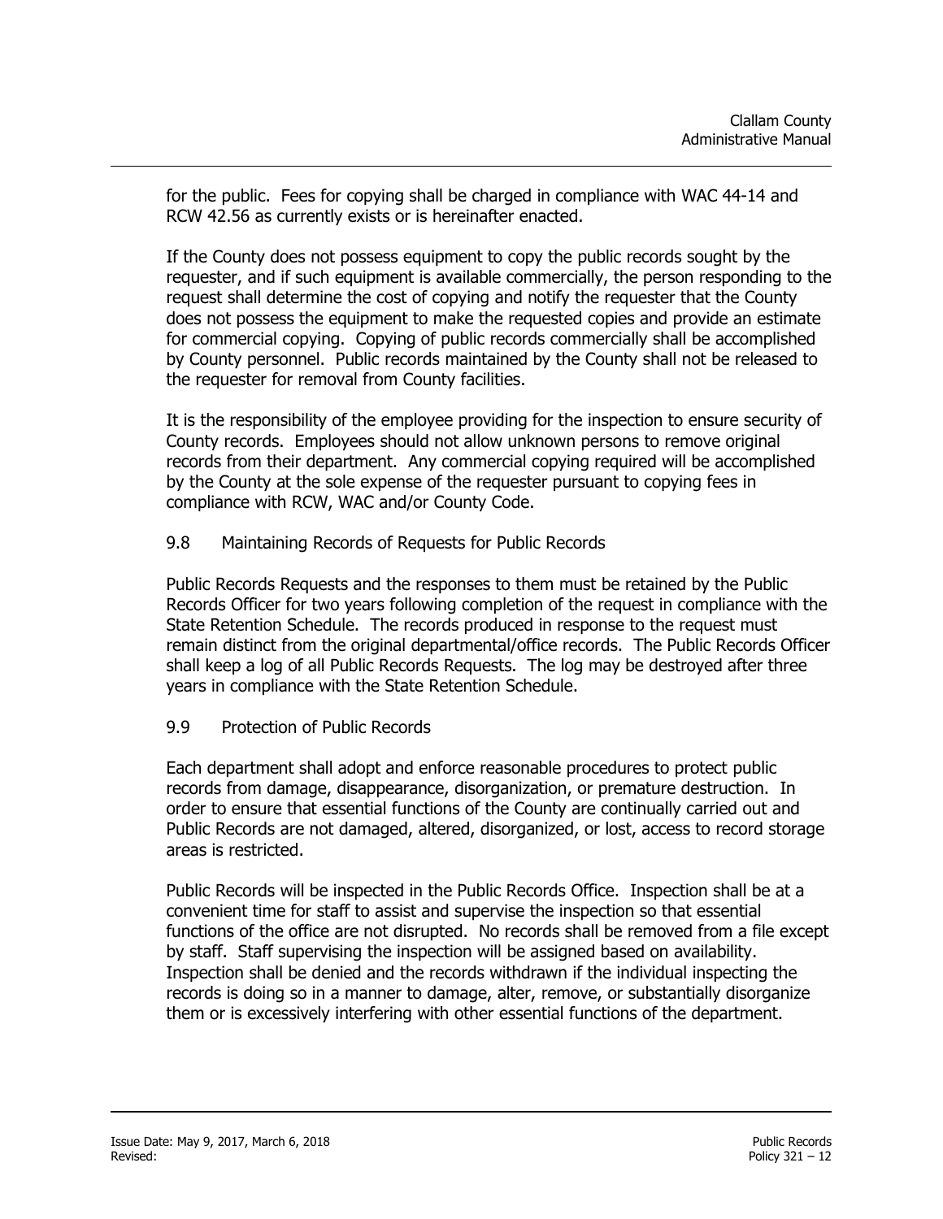for the public. Fees for copying shall be charged in compliance with WAC 44-14 and RCW 42.56 as currently exists or is hereinafter enacted.

If the County does not possess equipment to copy the public records sought by the requester, and if such equipment is available commercially, the person responding to the request shall determine the cost of copying and notify the requester that the County does not possess the equipment to make the requested copies and provide an estimate for commercial copying. Copying of public records commercially shall be accomplished by County personnel. Public records maintained by the County shall not be released to the requester for removal from County facilities.

It is the responsibility of the employee providing for the inspection to ensure security of County records. Employees should not allow unknown persons to remove original records from their department. Any commercial copying required will be accomplished by the County at the sole expense of the requester pursuant to copying fees in compliance with RCW, WAC and/or County Code.

### 9.8 Maintaining Records of Requests for Public Records

Public Records Requests and the responses to them must be retained by the Public Records Officer for two years following completion of the request in compliance with the State Retention Schedule. The records produced in response to the request must remain distinct from the original departmental/office records. The Public Records Officer shall keep a log of all Public Records Requests. The log may be destroyed after three years in compliance with the State Retention Schedule.

### 9.9 Protection of Public Records

Each department shall adopt and enforce reasonable procedures to protect public records from damage, disappearance, disorganization, or premature destruction. In order to ensure that essential functions of the County are continually carried out and Public Records are not damaged, altered, disorganized, or lost, access to record storage areas is restricted.

Public Records will be inspected in the Public Records Office. Inspection shall be at a convenient time for staff to assist and supervise the inspection so that essential functions of the office are not disrupted. No records shall be removed from a file except by staff. Staff supervising the inspection will be assigned based on availability. Inspection shall be denied and the records withdrawn if the individual inspecting the records is doing so in a manner to damage, alter, remove, or substantially disorganize them or is excessively interfering with other essential functions of the department.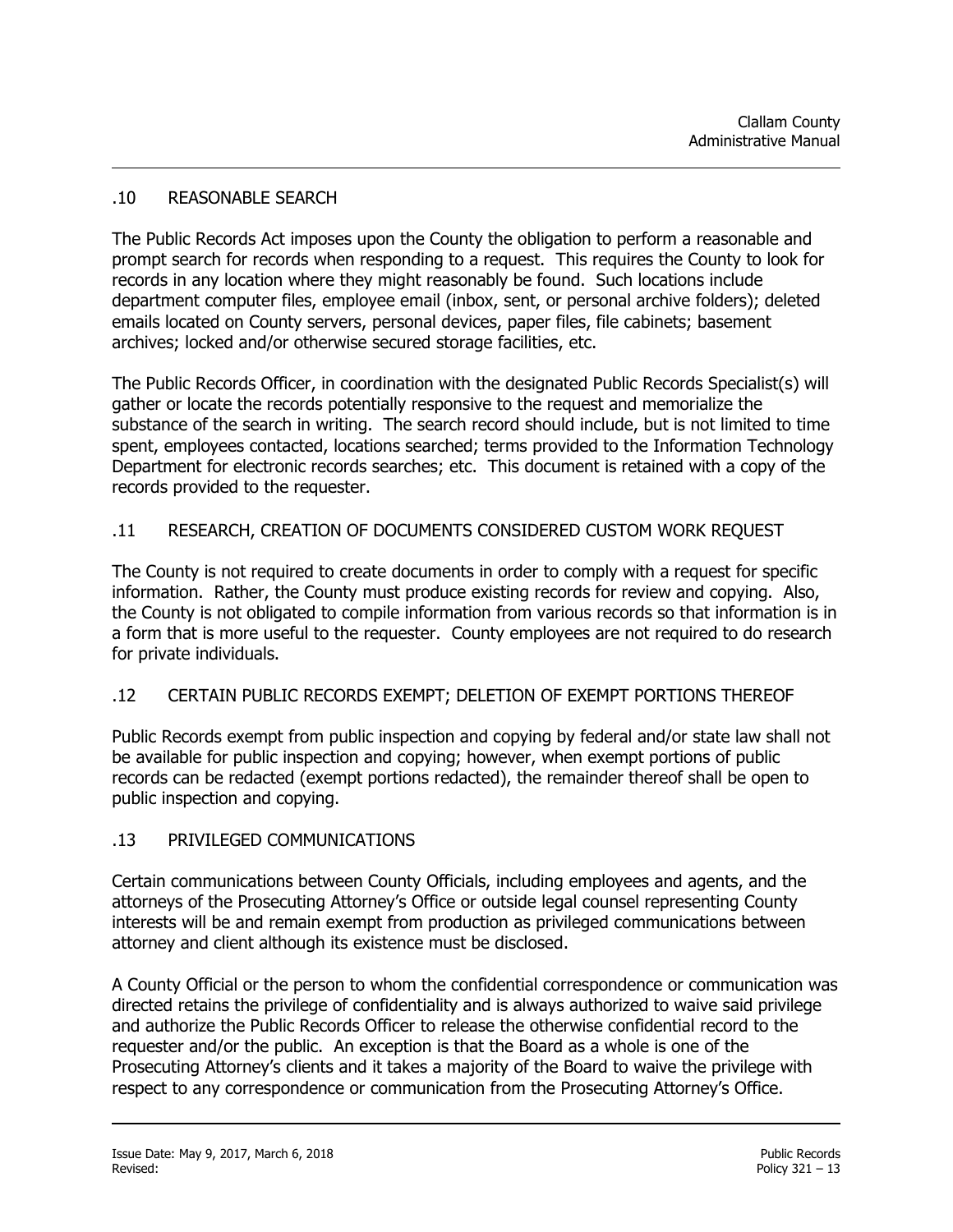## .10 REASONABLE SEARCH

The Public Records Act imposes upon the County the obligation to perform a reasonable and prompt search for records when responding to a request. This requires the County to look for records in any location where they might reasonably be found. Such locations include department computer files, employee email (inbox, sent, or personal archive folders); deleted emails located on County servers, personal devices, paper files, file cabinets; basement archives; locked and/or otherwise secured storage facilities, etc.

The Public Records Officer, in coordination with the designated Public Records Specialist(s) will gather or locate the records potentially responsive to the request and memorialize the substance of the search in writing. The search record should include, but is not limited to time spent, employees contacted, locations searched; terms provided to the Information Technology Department for electronic records searches; etc. This document is retained with a copy of the records provided to the requester.

## .11 RESEARCH, CREATION OF DOCUMENTS CONSIDERED CUSTOM WORK REQUEST

The County is not required to create documents in order to comply with a request for specific information. Rather, the County must produce existing records for review and copying. Also, the County is not obligated to compile information from various records so that information is in a form that is more useful to the requester. County employees are not required to do research for private individuals.

## .12 CERTAIN PUBLIC RECORDS EXEMPT; DELETION OF EXEMPT PORTIONS THEREOF

Public Records exempt from public inspection and copying by federal and/or state law shall not be available for public inspection and copying; however, when exempt portions of public records can be redacted (exempt portions redacted), the remainder thereof shall be open to public inspection and copying.

## .13 PRIVILEGED COMMUNICATIONS

Certain communications between County Officials, including employees and agents, and the attorneys of the Prosecuting Attorney's Office or outside legal counsel representing County interests will be and remain exempt from production as privileged communications between attorney and client although its existence must be disclosed.

A County Official or the person to whom the confidential correspondence or communication was directed retains the privilege of confidentiality and is always authorized to waive said privilege and authorize the Public Records Officer to release the otherwise confidential record to the requester and/or the public. An exception is that the Board as a whole is one of the Prosecuting Attorney's clients and it takes a majority of the Board to waive the privilege with respect to any correspondence or communication from the Prosecuting Attorney's Office.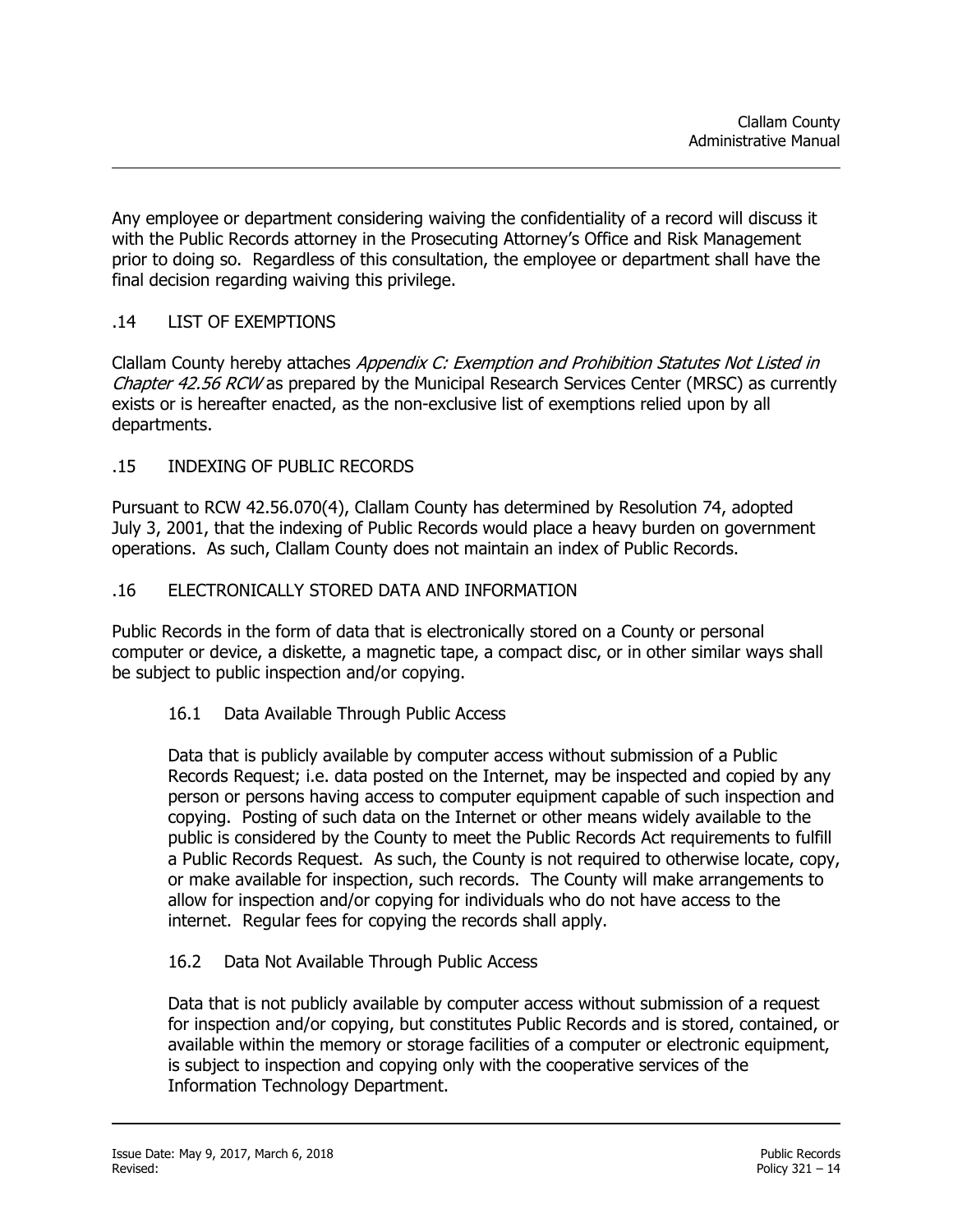Any employee or department considering waiving the confidentiality of a record will discuss it with the Public Records attorney in the Prosecuting Attorney's Office and Risk Management prior to doing so. Regardless of this consultation, the employee or department shall have the final decision regarding waiving this privilege.

## .14 LIST OF EXEMPTIONS

Clallam County hereby attaches *Appendix C: Exemption and Prohibition Statutes Not Listed in Chapter 42.56 RCW* as prepared by the Municipal Research Services Center (MRSC) as currently exists or is hereafter enacted, as the non-exclusive list of exemptions relied upon by all departments.

## .15 INDEXING OF PUBLIC RECORDS

Pursuant to RCW 42.56.070(4), Clallam County has determined by Resolution 74, adopted July 3, 2001, that the indexing of Public Records would place a heavy burden on government operations. As such, Clallam County does not maintain an index of Public Records.

## .16 ELECTRONICALLY STORED DATA AND INFORMATION

Public Records in the form of data that is electronically stored on a County or personal computer or device, a diskette, a magnetic tape, a compact disc, or in other similar ways shall be subject to public inspection and/or copying.

### 16.1 Data Available Through Public Access

Data that is publicly available by computer access without submission of a Public Records Request; i.e. data posted on the Internet, may be inspected and copied by any person or persons having access to computer equipment capable of such inspection and copying. Posting of such data on the Internet or other means widely available to the public is considered by the County to meet the Public Records Act requirements to fulfill a Public Records Request. As such, the County is not required to otherwise locate, copy, or make available for inspection, such records. The County will make arrangements to allow for inspection and/or copying for individuals who do not have access to the internet. Regular fees for copying the records shall apply.

### 16.2 Data Not Available Through Public Access

Data that is not publicly available by computer access without submission of a request for inspection and/or copying, but constitutes Public Records and is stored, contained, or available within the memory or storage facilities of a computer or electronic equipment, is subject to inspection and copying only with the cooperative services of the Information Technology Department.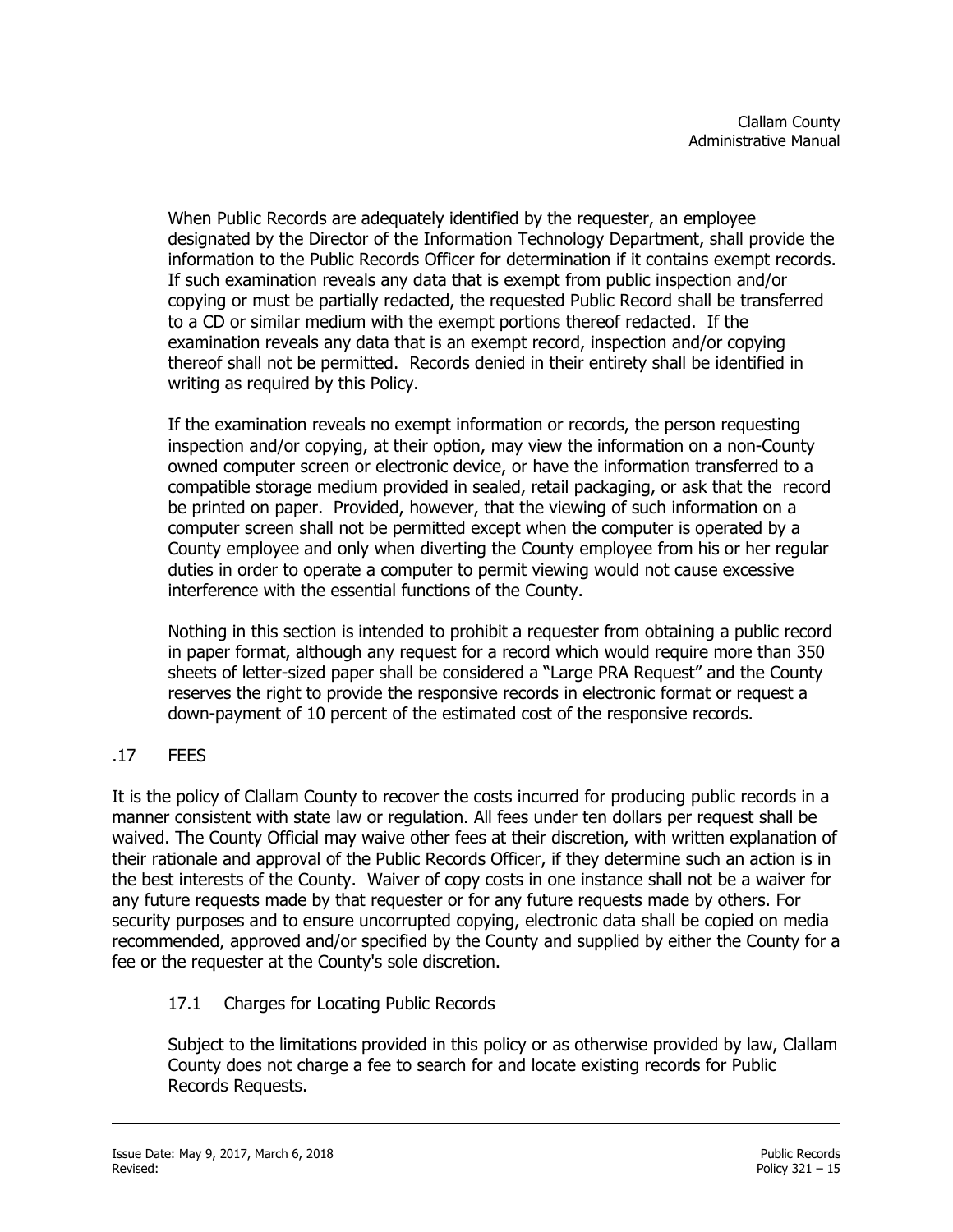When Public Records are adequately identified by the requester, an employee designated by the Director of the Information Technology Department, shall provide the information to the Public Records Officer for determination if it contains exempt records. If such examination reveals any data that is exempt from public inspection and/or copying or must be partially redacted, the requested Public Record shall be transferred to a CD or similar medium with the exempt portions thereof redacted. If the examination reveals any data that is an exempt record, inspection and/or copying thereof shall not be permitted. Records denied in their entirety shall be identified in writing as required by this Policy.

If the examination reveals no exempt information or records, the person requesting inspection and/or copying, at their option, may view the information on a non-County owned computer screen or electronic device, or have the information transferred to a compatible storage medium provided in sealed, retail packaging, or ask that the record be printed on paper. Provided, however, that the viewing of such information on a computer screen shall not be permitted except when the computer is operated by a County employee and only when diverting the County employee from his or her regular duties in order to operate a computer to permit viewing would not cause excessive interference with the essential functions of the County.

Nothing in this section is intended to prohibit a requester from obtaining a public record in paper format, although any request for a record which would require more than 350 sheets of letter-sized paper shall be considered a "Large PRA Request" and the County reserves the right to provide the responsive records in electronic format or request a down-payment of 10 percent of the estimated cost of the responsive records.

## .17 FEES

It is the policy of Clallam County to recover the costs incurred for producing public records in a manner consistent with state law or regulation. All fees under ten dollars per request shall be waived. The County Official may waive other fees at their discretion, with written explanation of their rationale and approval of the Public Records Officer, if they determine such an action is in the best interests of the County. Waiver of copy costs in one instance shall not be a waiver for any future requests made by that requester or for any future requests made by others. For security purposes and to ensure uncorrupted copying, electronic data shall be copied on media recommended, approved and/or specified by the County and supplied by either the County for a fee or the requester at the County's sole discretion.

### 17.1 Charges for Locating Public Records

Subject to the limitations provided in this policy or as otherwise provided by law, Clallam County does not charge a fee to search for and locate existing records for Public Records Requests.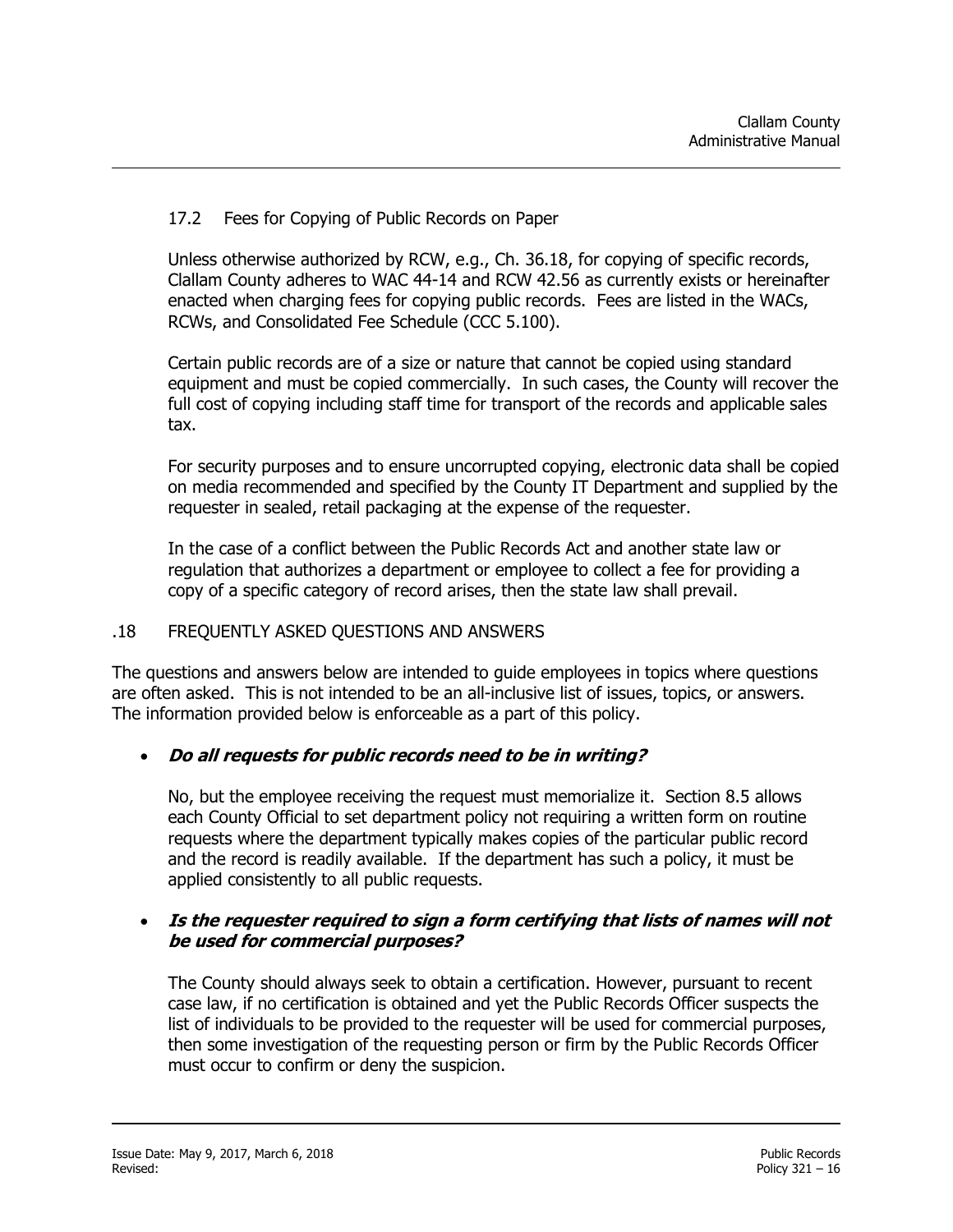### 17.2 Fees for Copying of Public Records on Paper

Unless otherwise authorized by RCW, e.g., Ch. 36.18, for copying of specific records, Clallam County adheres to WAC 44-14 and RCW 42.56 as currently exists or hereinafter enacted when charging fees for copying public records. Fees are listed in the WACs, RCWs, and Consolidated Fee Schedule (CCC 5.100).

Certain public records are of a size or nature that cannot be copied using standard equipment and must be copied commercially. In such cases, the County will recover the full cost of copying including staff time for transport of the records and applicable sales tax.

For security purposes and to ensure uncorrupted copying, electronic data shall be copied on media recommended and specified by the County IT Department and supplied by the requester in sealed, retail packaging at the expense of the requester.

In the case of a conflict between the Public Records Act and another state law or regulation that authorizes a department or employee to collect a fee for providing a copy of a specific category of record arises, then the state law shall prevail.

## .18 FREQUENTLY ASKED QUESTIONS AND ANSWERS

The questions and answers below are intended to guide employees in topics where questions are often asked. This is not intended to be an all-inclusive list of issues, topics, or answers. The information provided below is enforceable as a part of this policy.

- ***Do all requests for public records need to be in writing?***

  No, but the employee receiving the request must memorialize it. Section 8.5 allows each County Official to set department policy not requiring a written form on routine requests where the department typically makes copies of the particular public record and the record is readily available. If the department has such a policy, it must be applied consistently to all public requests.

- ***Is the requester required to sign a form certifying that lists of names will not be used for commercial purposes?***

  The County should always seek to obtain a certification. However, pursuant to recent case law, if no certification is obtained and yet the Public Records Officer suspects the list of individuals to be provided to the requester will be used for commercial purposes, then some investigation of the requesting person or firm by the Public Records Officer must occur to confirm or deny the suspicion.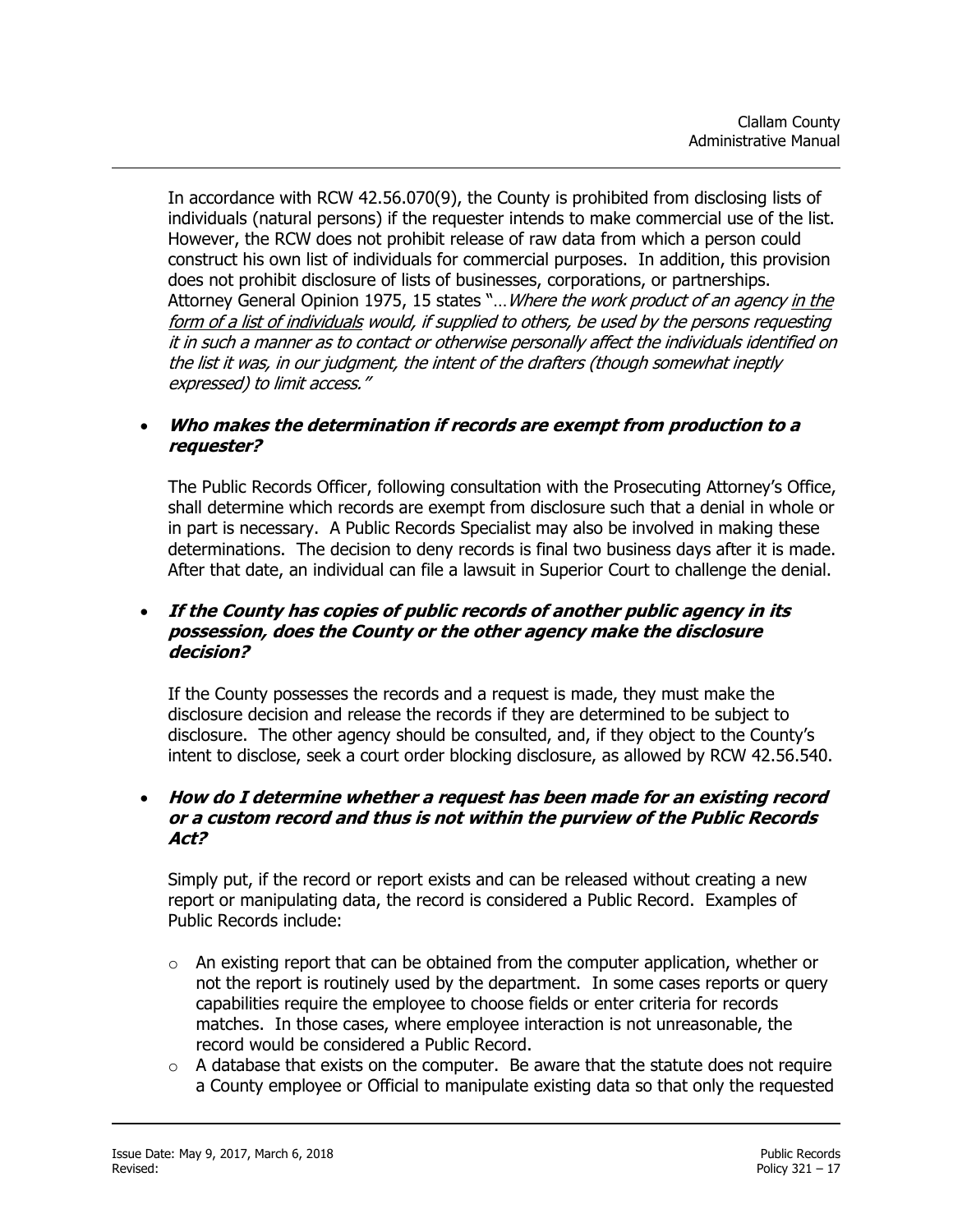In accordance with RCW 42.56.070(9), the County is prohibited from disclosing lists of individuals (natural persons) if the requester intends to make commercial use of the list. However, the RCW does not prohibit release of raw data from which a person could construct his own list of individuals for commercial purposes. In addition, this provision does not prohibit disclosure of lists of businesses, corporations, or partnerships. Attorney General Opinion 1975, 15 states "…*Where the work product of an agency* *<u>in the form of a list of individuals</u>* *would, if supplied to others, be used by the persons requesting it in such a manner as to contact or otherwise personally affect the individuals identified on the list it was, in our judgment, the intent of the drafters (though somewhat ineptly expressed) to limit access."*

- ***Who makes the determination if records are exempt from production to a requester?***

  The Public Records Officer, following consultation with the Prosecuting Attorney's Office, shall determine which records are exempt from disclosure such that a denial in whole or in part is necessary. A Public Records Specialist may also be involved in making these determinations. The decision to deny records is final two business days after it is made. After that date, an individual can file a lawsuit in Superior Court to challenge the denial.

- ***If the County has copies of public records of another public agency in its possession, does the County or the other agency make the disclosure decision?***

  If the County possesses the records and a request is made, they must make the disclosure decision and release the records if they are determined to be subject to disclosure. The other agency should be consulted, and, if they object to the County's intent to disclose, seek a court order blocking disclosure, as allowed by RCW 42.56.540.

- ***How do I determine whether a request has been made for an existing record or a custom record and thus is not within the purview of the Public Records Act?***

  Simply put, if the record or report exists and can be released without creating a new report or manipulating data, the record is considered a Public Record. Examples of Public Records include:

  - An existing report that can be obtained from the computer application, whether or not the report is routinely used by the department. In some cases reports or query capabilities require the employee to choose fields or enter criteria for records matches. In those cases, where employee interaction is not unreasonable, the record would be considered a Public Record.
  - A database that exists on the computer. Be aware that the statute does not require a County employee or Official to manipulate existing data so that only the requested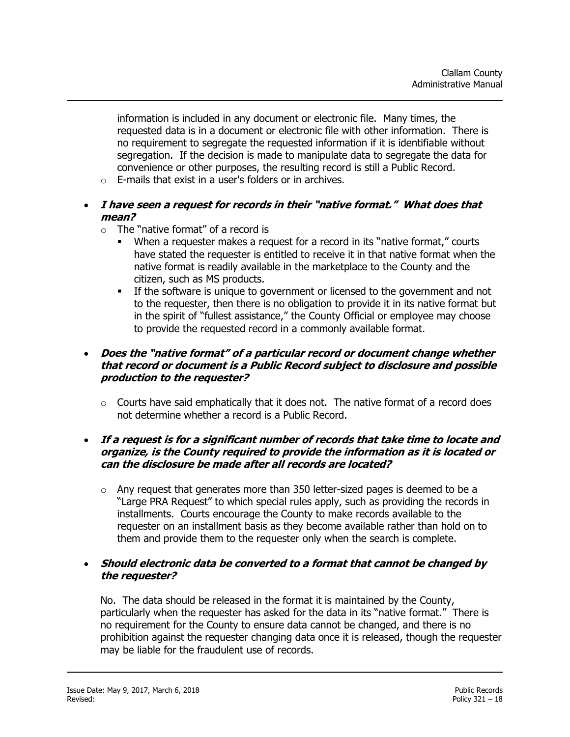information is included in any document or electronic file. Many times, the requested data is in a document or electronic file with other information. There is no requirement to segregate the requested information if it is identifiable without segregation. If the decision is made to manipulate data to segregate the data for convenience or other purposes, the resulting record is still a Public Record.

- E-mails that exist in a user's folders or in archives.

- ***I have seen a request for records in their "native format." What does that mean?***
  - The "native format" of a record is
    - When a requester makes a request for a record in its "native format," courts have stated the requester is entitled to receive it in that native format when the native format is readily available in the marketplace to the County and the citizen, such as MS products.
    - If the software is unique to government or licensed to the government and not to the requester, then there is no obligation to provide it in its native format but in the spirit of "fullest assistance," the County Official or employee may choose to provide the requested record in a commonly available format.

- ***Does the "native format" of a particular record or document change whether that record or document is a Public Record subject to disclosure and possible production to the requester?***

  - Courts have said emphatically that it does not. The native format of a record does not determine whether a record is a Public Record.

- ***If a request is for a significant number of records that take time to locate and organize, is the County required to provide the information as it is located or can the disclosure be made after all records are located?***

  - Any request that generates more than 350 letter-sized pages is deemed to be a "Large PRA Request" to which special rules apply, such as providing the records in installments. Courts encourage the County to make records available to the requester on an installment basis as they become available rather than hold on to them and provide them to the requester only when the search is complete.

- ***Should electronic data be converted to a format that cannot be changed by the requester?***

  No. The data should be released in the format it is maintained by the County, particularly when the requester has asked for the data in its "native format." There is no requirement for the County to ensure data cannot be changed, and there is no prohibition against the requester changing data once it is released, though the requester may be liable for the fraudulent use of records.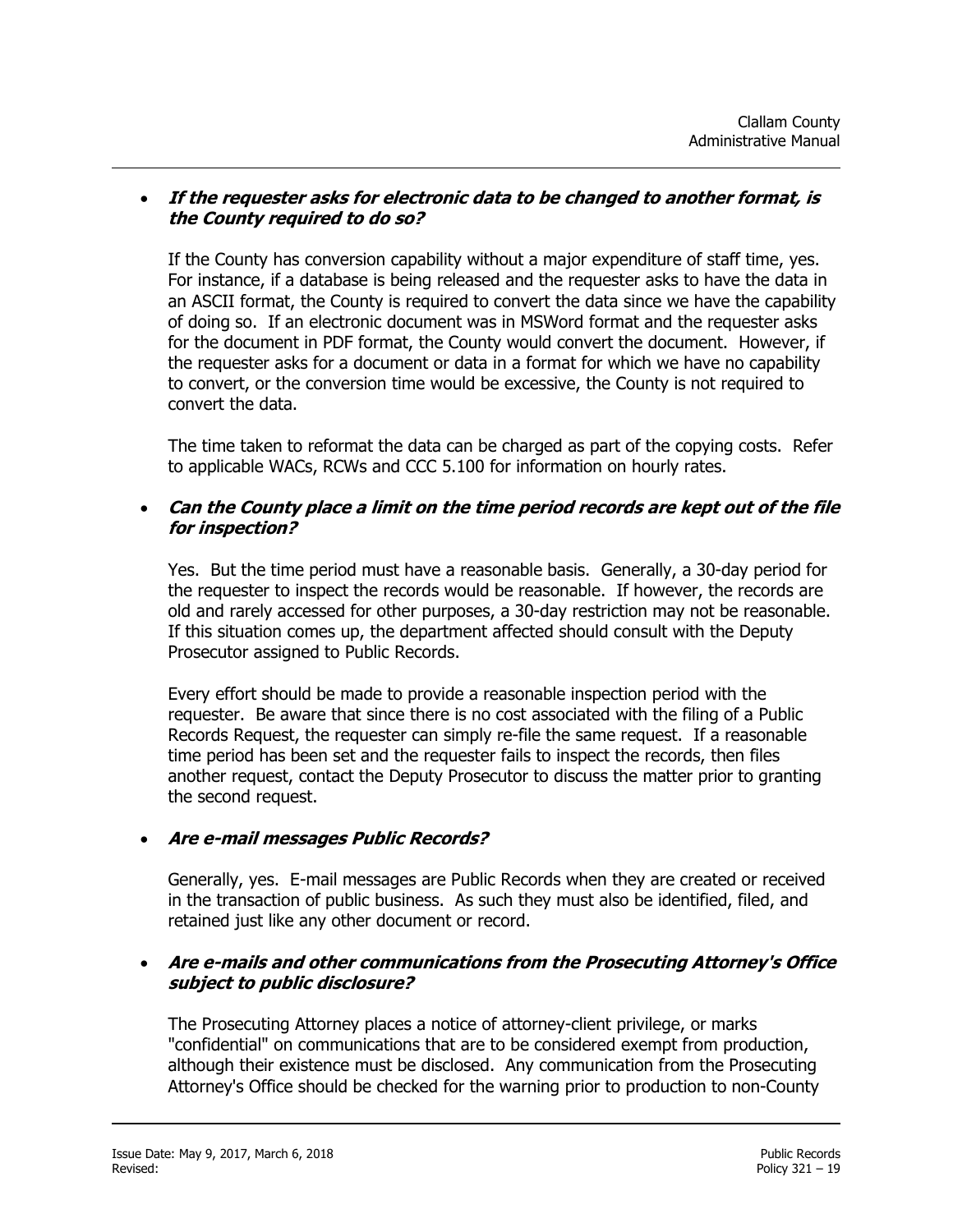- ***If the requester asks for electronic data to be changed to another format, is the County required to do so?***

  If the County has conversion capability without a major expenditure of staff time, yes. For instance, if a database is being released and the requester asks to have the data in an ASCII format, the County is required to convert the data since we have the capability of doing so. If an electronic document was in MSWord format and the requester asks for the document in PDF format, the County would convert the document. However, if the requester asks for a document or data in a format for which we have no capability to convert, or the conversion time would be excessive, the County is not required to convert the data.

  The time taken to reformat the data can be charged as part of the copying costs. Refer to applicable WACs, RCWs and CCC 5.100 for information on hourly rates.

- ***Can the County place a limit on the time period records are kept out of the file for inspection?***

  Yes. But the time period must have a reasonable basis. Generally, a 30-day period for the requester to inspect the records would be reasonable. If however, the records are old and rarely accessed for other purposes, a 30-day restriction may not be reasonable. If this situation comes up, the department affected should consult with the Deputy Prosecutor assigned to Public Records.

  Every effort should be made to provide a reasonable inspection period with the requester. Be aware that since there is no cost associated with the filing of a Public Records Request, the requester can simply re-file the same request. If a reasonable time period has been set and the requester fails to inspect the records, then files another request, contact the Deputy Prosecutor to discuss the matter prior to granting the second request.

- ***Are e-mail messages Public Records?***

  Generally, yes. E-mail messages are Public Records when they are created or received in the transaction of public business. As such they must also be identified, filed, and retained just like any other document or record.

- ***Are e-mails and other communications from the Prosecuting Attorney's Office subject to public disclosure?***

  The Prosecuting Attorney places a notice of attorney-client privilege, or marks "confidential" on communications that are to be considered exempt from production, although their existence must be disclosed. Any communication from the Prosecuting Attorney's Office should be checked for the warning prior to production to non-County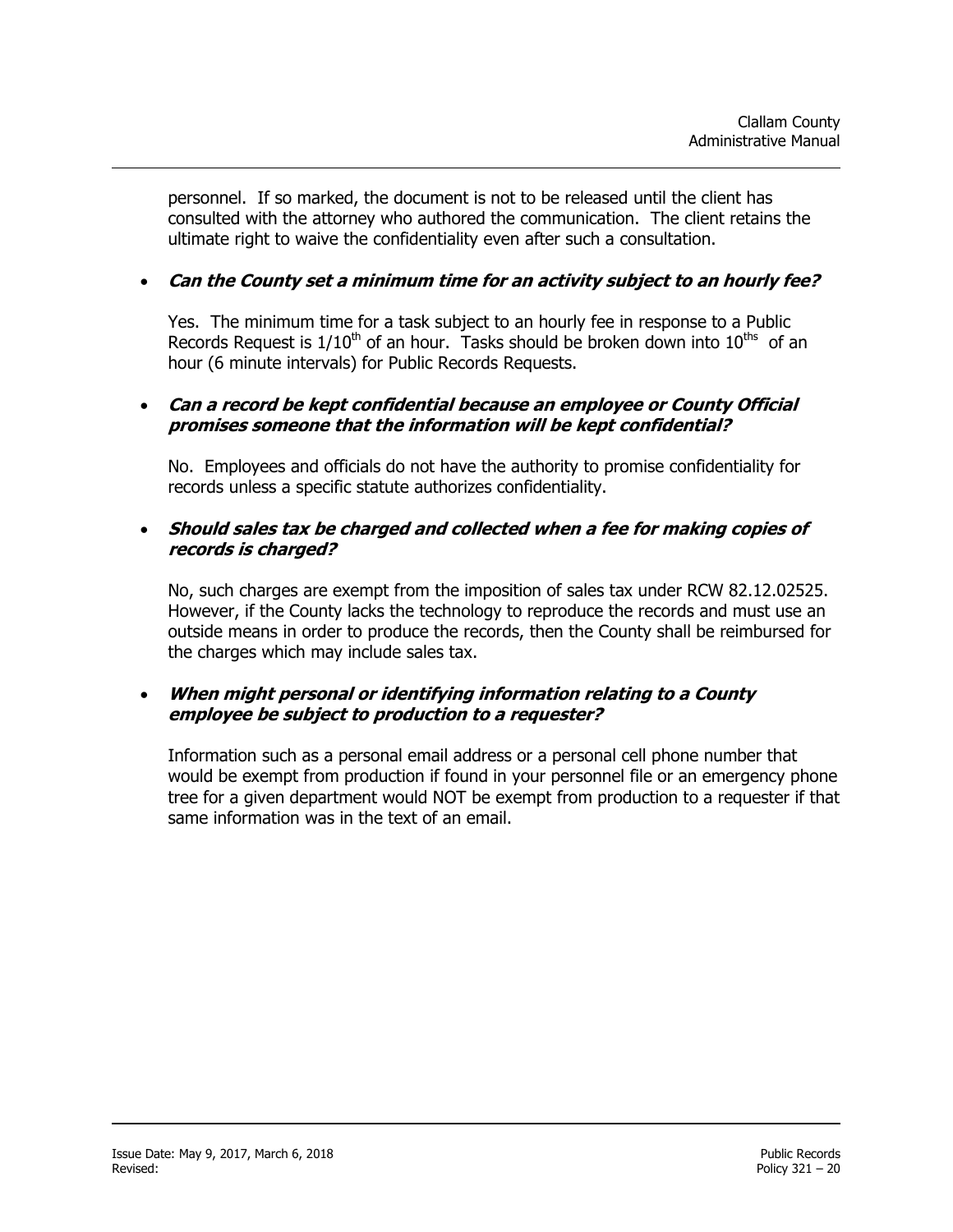personnel. If so marked, the document is not to be released until the client has consulted with the attorney who authored the communication. The client retains the ultimate right to waive the confidentiality even after such a consultation.

- ***Can the County set a minimum time for an activity subject to an hourly fee?***

  Yes. The minimum time for a task subject to an hourly fee in response to a Public Records Request is $1/10^{th}$ of an hour. Tasks should be broken down into $10^{ths}$ of an hour (6 minute intervals) for Public Records Requests.

- ***Can a record be kept confidential because an employee or County Official promises someone that the information will be kept confidential?***

  No. Employees and officials do not have the authority to promise confidentiality for records unless a specific statute authorizes confidentiality.

- ***Should sales tax be charged and collected when a fee for making copies of records is charged?***

  No, such charges are exempt from the imposition of sales tax under RCW 82.12.02525. However, if the County lacks the technology to reproduce the records and must use an outside means in order to produce the records, then the County shall be reimbursed for the charges which may include sales tax.

- ***When might personal or identifying information relating to a County employee be subject to production to a requester?***

  Information such as a personal email address or a personal cell phone number that would be exempt from production if found in your personnel file or an emergency phone tree for a given department would NOT be exempt from production to a requester if that same information was in the text of an email.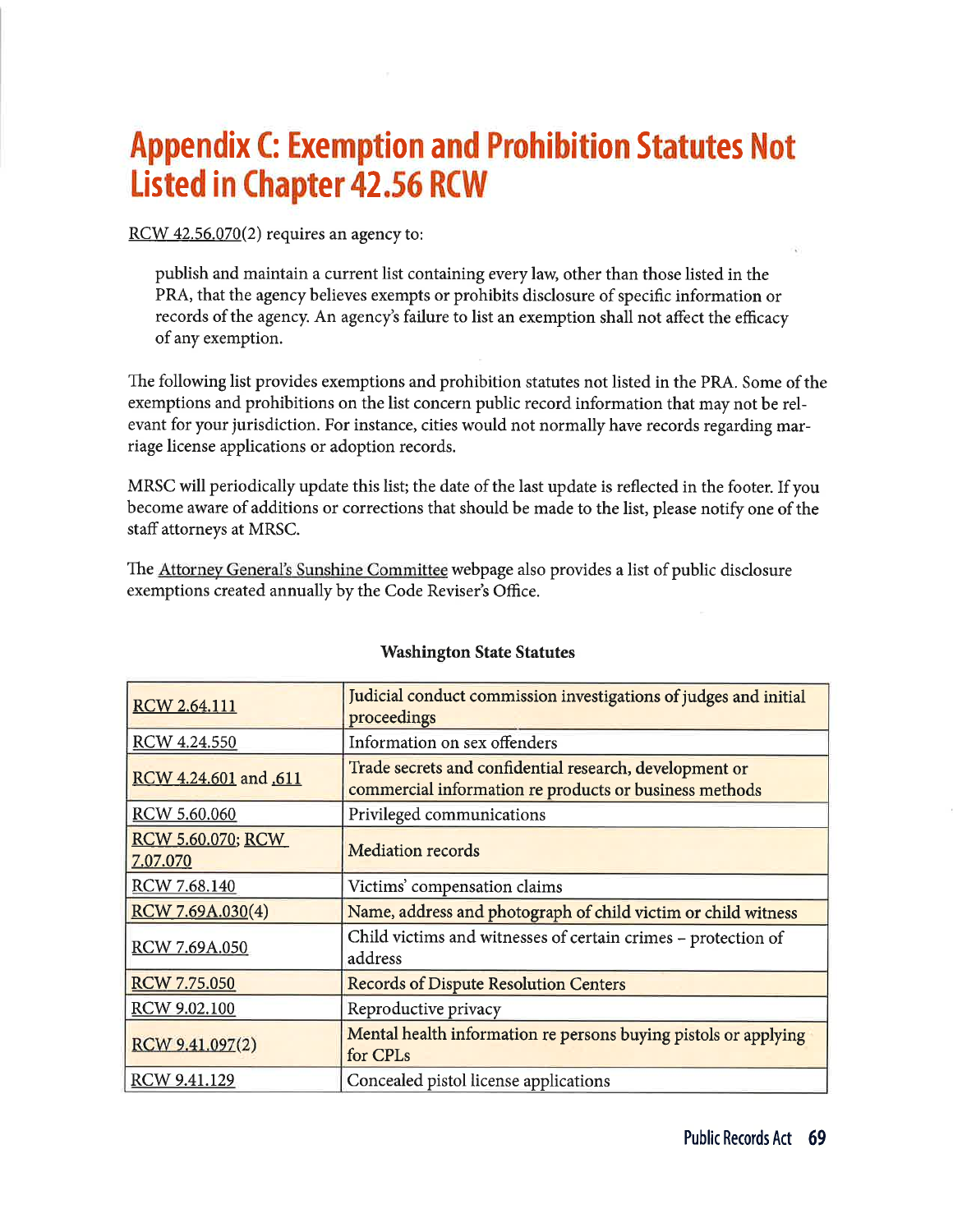# Appendix C: Exemption and Prohibition Statutes Not Listed in Chapter 42.56 RCW

RCW 42.56.070(2) requires an agency to:

> publish and maintain a current list containing every law, other than those listed in the PRA, that the agency believes exempts or prohibits disclosure of specific information or records of the agency. An agency's failure to list an exemption shall not affect the efficacy of any exemption.

The following list provides exemptions and prohibition statutes not listed in the PRA. Some of the exemptions and prohibitions on the list concern public record information that may not be relevant for your jurisdiction. For instance, cities would not normally have records regarding marriage license applications or adoption records.

MRSC will periodically update this list; the date of the last update is reflected in the footer. If you become aware of additions or corrections that should be made to the list, please notify one of the staff attorneys at MRSC.

The Attorney General's Sunshine Committee webpage also provides a list of public disclosure exemptions created annually by the Code Reviser's Office.

**Washington State Statutes**

| | |
|---|---|
| RCW 2.64.111 | Judicial conduct commission investigations of judges and initial proceedings |
| RCW 4.24.550 | Information on sex offenders |
| RCW 4.24.601 and .611 | Trade secrets and confidential research, development or commercial information re products or business methods |
| RCW 5.60.060 | Privileged communications |
| RCW 5.60.070; RCW 7.07.070 | Mediation records |
| RCW 7.68.140 | Victims' compensation claims |
| RCW 7.69A.030(4) | Name, address and photograph of child victim or child witness |
| RCW 7.69A.050 | Child victims and witnesses of certain crimes – protection of address |
| RCW 7.75.050 | Records of Dispute Resolution Centers |
| RCW 9.02.100 | Reproductive privacy |
| RCW 9.41.097(2) | Mental health information re persons buying pistols or applying for CPLs |
| RCW 9.41.129 | Concealed pistol license applications |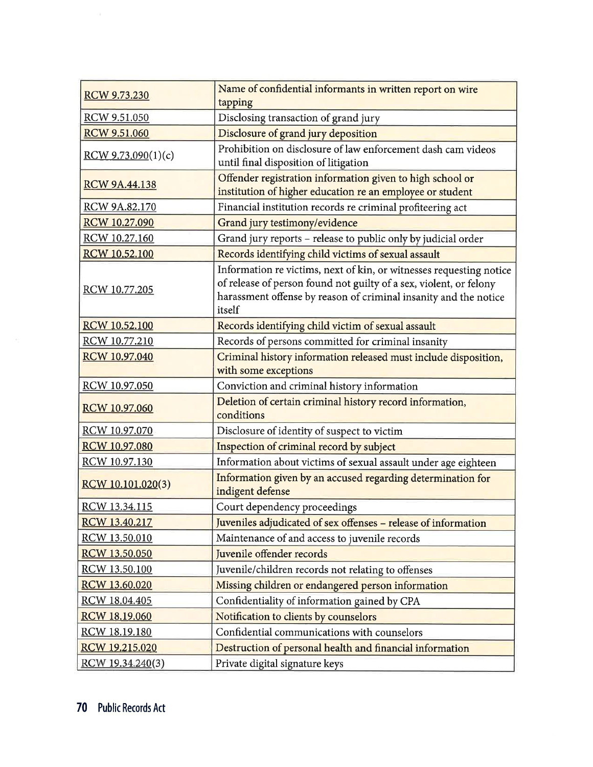| | |
|---|---|
| RCW 9.73.230 | Name of confidential informants in written report on wire tapping |
| RCW 9.51.050 | Disclosing transaction of grand jury |
| RCW 9.51.060 | Disclosure of grand jury deposition |
| RCW 9.73.090(1)(c) | Prohibition on disclosure of law enforcement dash cam videos until final disposition of litigation |
| RCW 9A.44.138 | Offender registration information given to high school or institution of higher education re an employee or student |
| RCW 9A.82.170 | Financial institution records re criminal profiteering act |
| RCW 10.27.090 | Grand jury testimony/evidence |
| RCW 10.27.160 | Grand jury reports – release to public only by judicial order |
| RCW 10.52.100 | Records identifying child victims of sexual assault |
| RCW 10.77.205 | Information re victims, next of kin, or witnesses requesting notice of release of person found not guilty of a sex, violent, or felony harassment offense by reason of criminal insanity and the notice itself |
| RCW 10.52.100 | Records identifying child victim of sexual assault |
| RCW 10.77.210 | Records of persons committed for criminal insanity |
| RCW 10.97.040 | Criminal history information released must include disposition, with some exceptions |
| RCW 10.97.050 | Conviction and criminal history information |
| RCW 10.97.060 | Deletion of certain criminal history record information, conditions |
| RCW 10.97.070 | Disclosure of identity of suspect to victim |
| RCW 10.97.080 | Inspection of criminal record by subject |
| RCW 10.97.130 | Information about victims of sexual assault under age eighteen |
| RCW 10.101.020(3) | Information given by an accused regarding determination for indigent defense |
| RCW 13.34.115 | Court dependency proceedings |
| RCW 13.40.217 | Juveniles adjudicated of sex offenses – release of information |
| RCW 13.50.010 | Maintenance of and access to juvenile records |
| RCW 13.50.050 | Juvenile offender records |
| RCW 13.50.100 | Juvenile/children records not relating to offenses |
| RCW 13.60.020 | Missing children or endangered person information |
| RCW 18.04.405 | Confidentiality of information gained by CPA |
| RCW 18.19.060 | Notification to clients by counselors |
| RCW 18.19.180 | Confidential communications with counselors |
| RCW 19.215.020 | Destruction of personal health and financial information |
| RCW 19.34.240(3) | Private digital signature keys |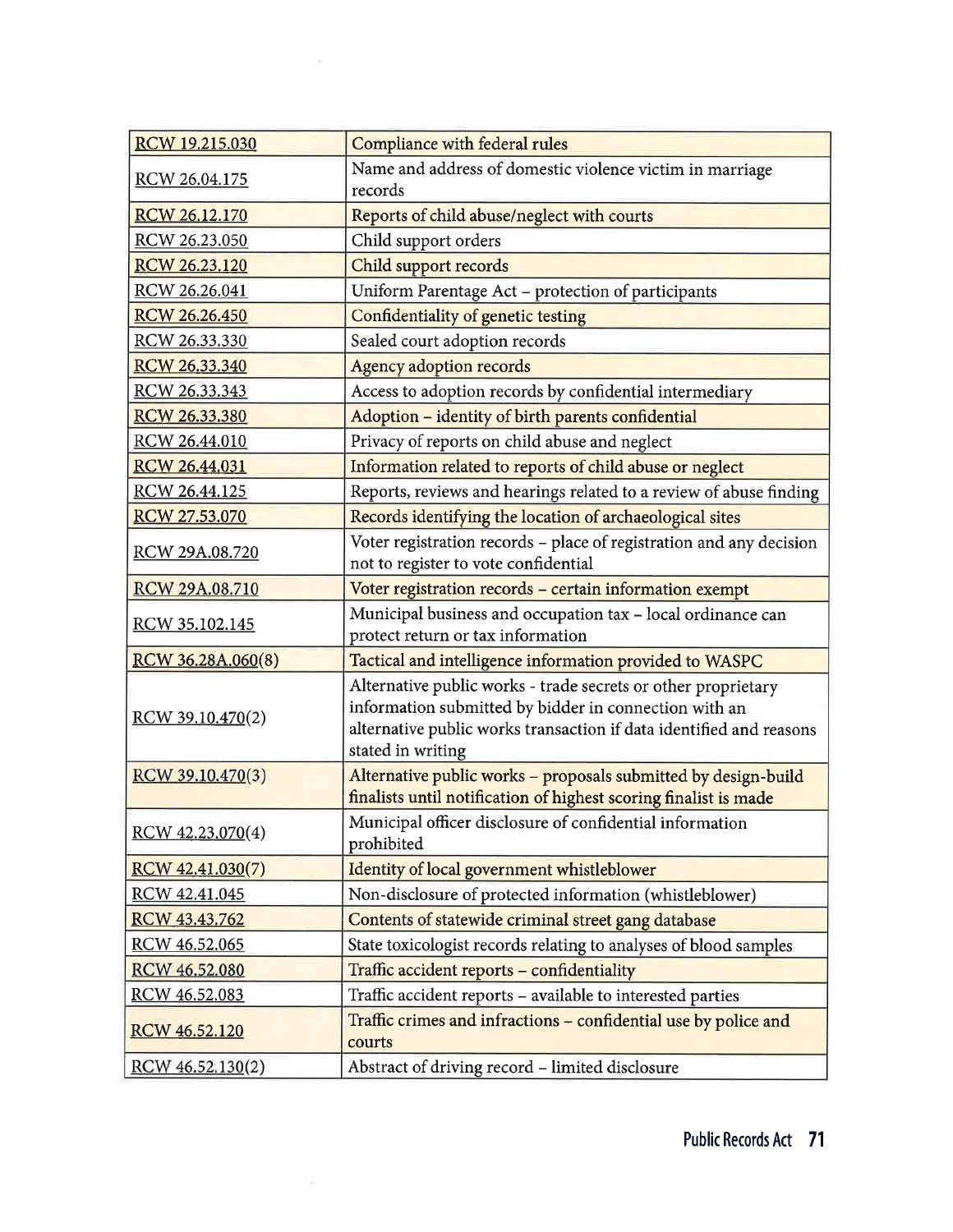| | |
|---|---|
| RCW 19.215.030 | Compliance with federal rules |
| RCW 26.04.175 | Name and address of domestic violence victim in marriage records |
| RCW 26.12.170 | Reports of child abuse/neglect with courts |
| RCW 26.23.050 | Child support orders |
| RCW 26.23.120 | Child support records |
| RCW 26.26.041 | Uniform Parentage Act – protection of participants |
| RCW 26.26.450 | Confidentiality of genetic testing |
| RCW 26.33.330 | Sealed court adoption records |
| RCW 26.33.340 | Agency adoption records |
| RCW 26.33.343 | Access to adoption records by confidential intermediary |
| RCW 26.33.380 | Adoption – identity of birth parents confidential |
| RCW 26.44.010 | Privacy of reports on child abuse and neglect |
| RCW 26.44.031 | Information related to reports of child abuse or neglect |
| RCW 26.44.125 | Reports, reviews and hearings related to a review of abuse finding |
| RCW 27.53.070 | Records identifying the location of archaeological sites |
| RCW 29A.08.720 | Voter registration records – place of registration and any decision not to register to vote confidential |
| RCW 29A.08.710 | Voter registration records – certain information exempt |
| RCW 35.102.145 | Municipal business and occupation tax – local ordinance can protect return or tax information |
| RCW 36.28A.060(8) | Tactical and intelligence information provided to WASPC |
| RCW 39.10.470(2) | Alternative public works - trade secrets or other proprietary information submitted by bidder in connection with an alternative public works transaction if data identified and reasons stated in writing |
| RCW 39.10.470(3) | Alternative public works – proposals submitted by design-build finalists until notification of highest scoring finalist is made |
| RCW 42.23.070(4) | Municipal officer disclosure of confidential information prohibited |
| RCW 42.41.030(7) | Identity of local government whistleblower |
| RCW 42.41.045 | Non-disclosure of protected information (whistleblower) |
| RCW 43.43.762 | Contents of statewide criminal street gang database |
| RCW 46.52.065 | State toxicologist records relating to analyses of blood samples |
| RCW 46.52.080 | Traffic accident reports – confidentiality |
| RCW 46.52.083 | Traffic accident reports – available to interested parties |
| RCW 46.52.120 | Traffic crimes and infractions – confidential use by police and courts |
| RCW 46.52.130(2) | Abstract of driving record – limited disclosure |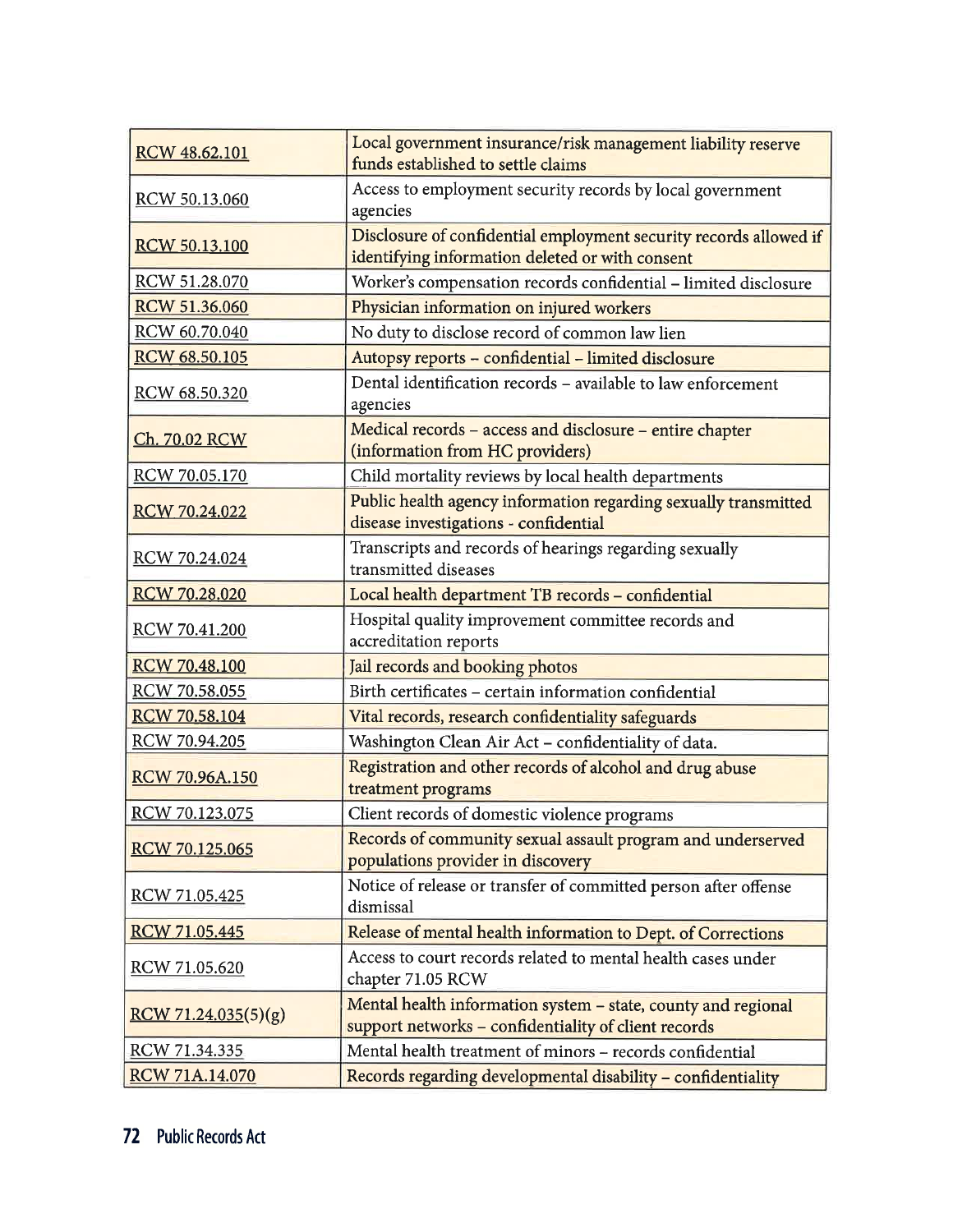| | |
|---|---|
| RCW 48.62.101 | Local government insurance/risk management liability reserve funds established to settle claims |
| RCW 50.13.060 | Access to employment security records by local government agencies |
| RCW 50.13.100 | Disclosure of confidential employment security records allowed if identifying information deleted or with consent |
| RCW 51.28.070 | Worker's compensation records confidential – limited disclosure |
| RCW 51.36.060 | Physician information on injured workers |
| RCW 60.70.040 | No duty to disclose record of common law lien |
| RCW 68.50.105 | Autopsy reports – confidential – limited disclosure |
| RCW 68.50.320 | Dental identification records – available to law enforcement agencies |
| Ch. 70.02 RCW | Medical records – access and disclosure – entire chapter (information from HC providers) |
| RCW 70.05.170 | Child mortality reviews by local health departments |
| RCW 70.24.022 | Public health agency information regarding sexually transmitted disease investigations - confidential |
| RCW 70.24.024 | Transcripts and records of hearings regarding sexually transmitted diseases |
| RCW 70.28.020 | Local health department TB records – confidential |
| RCW 70.41.200 | Hospital quality improvement committee records and accreditation reports |
| RCW 70.48.100 | Jail records and booking photos |
| RCW 70.58.055 | Birth certificates – certain information confidential |
| RCW 70.58.104 | Vital records, research confidentiality safeguards |
| RCW 70.94.205 | Washington Clean Air Act – confidentiality of data. |
| RCW 70.96A.150 | Registration and other records of alcohol and drug abuse treatment programs |
| RCW 70.123.075 | Client records of domestic violence programs |
| RCW 70.125.065 | Records of community sexual assault program and underserved populations provider in discovery |
| RCW 71.05.425 | Notice of release or transfer of committed person after offense dismissal |
| RCW 71.05.445 | Release of mental health information to Dept. of Corrections |
| RCW 71.05.620 | Access to court records related to mental health cases under chapter 71.05 RCW |
| RCW 71.24.035(5)(g) | Mental health information system – state, county and regional support networks – confidentiality of client records |
| RCW 71.34.335 | Mental health treatment of minors – records confidential |
| RCW 71A.14.070 | Records regarding developmental disability – confidentiality |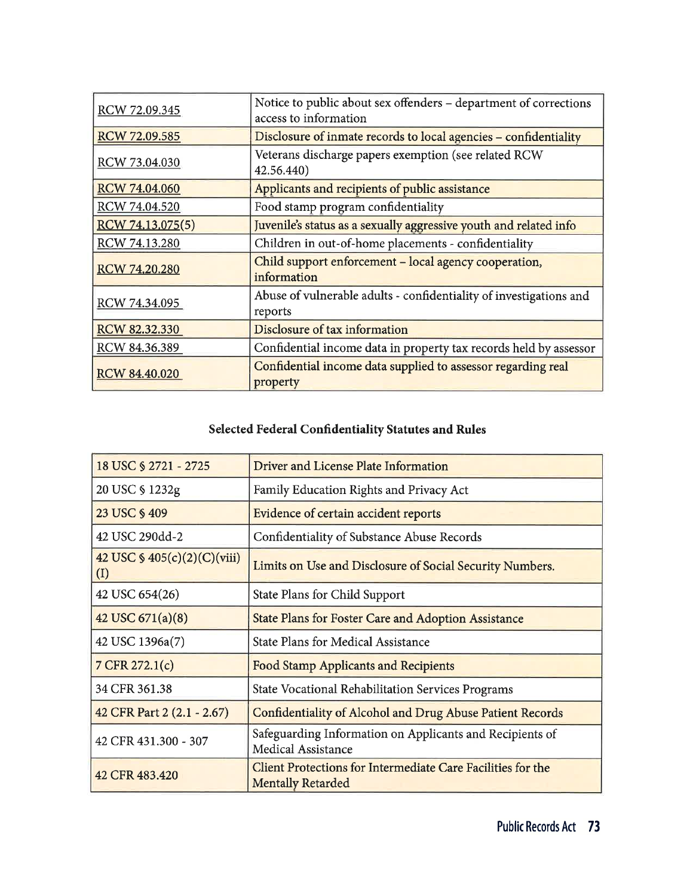| | |
|---|---|
| RCW 72.09.345 | Notice to public about sex offenders – department of corrections access to information |
| RCW 72.09.585 | Disclosure of inmate records to local agencies – confidentiality |
| RCW 73.04.030 | Veterans discharge papers exemption (see related RCW 42.56.440) |
| RCW 74.04.060 | Applicants and recipients of public assistance |
| RCW 74.04.520 | Food stamp program confidentiality |
| RCW 74.13.075(5) | Juvenile's status as a sexually aggressive youth and related info |
| RCW 74.13.280 | Children in out-of-home placements - confidentiality |
| RCW 74.20.280 | Child support enforcement – local agency cooperation, information |
| RCW 74.34.095 | Abuse of vulnerable adults - confidentiality of investigations and reports |
| RCW 82.32.330 | Disclosure of tax information |
| RCW 84.36.389 | Confidential income data in property tax records held by assessor |
| RCW 84.40.020 | Confidential income data supplied to assessor regarding real property |

### Selected Federal Confidentiality Statutes and Rules

| | |
|---|---|
| 18 USC § 2721 - 2725 | Driver and License Plate Information |
| 20 USC § 1232g | Family Education Rights and Privacy Act |
| 23 USC § 409 | Evidence of certain accident reports |
| 42 USC 290dd-2 | Confidentiality of Substance Abuse Records |
| 42 USC § 405(c)(2)(C)(viii)(I) | Limits on Use and Disclosure of Social Security Numbers. |
| 42 USC 654(26) | State Plans for Child Support |
| 42 USC 671(a)(8) | State Plans for Foster Care and Adoption Assistance |
| 42 USC 1396a(7) | State Plans for Medical Assistance |
| 7 CFR 272.1(c) | Food Stamp Applicants and Recipients |
| 34 CFR 361.38 | State Vocational Rehabilitation Services Programs |
| 42 CFR Part 2 (2.1 - 2.67) | Confidentiality of Alcohol and Drug Abuse Patient Records |
| 42 CFR 431.300 - 307 | Safeguarding Information on Applicants and Recipients of Medical Assistance |
| 42 CFR 483.420 | Client Protections for Intermediate Care Facilities for the Mentally Retarded |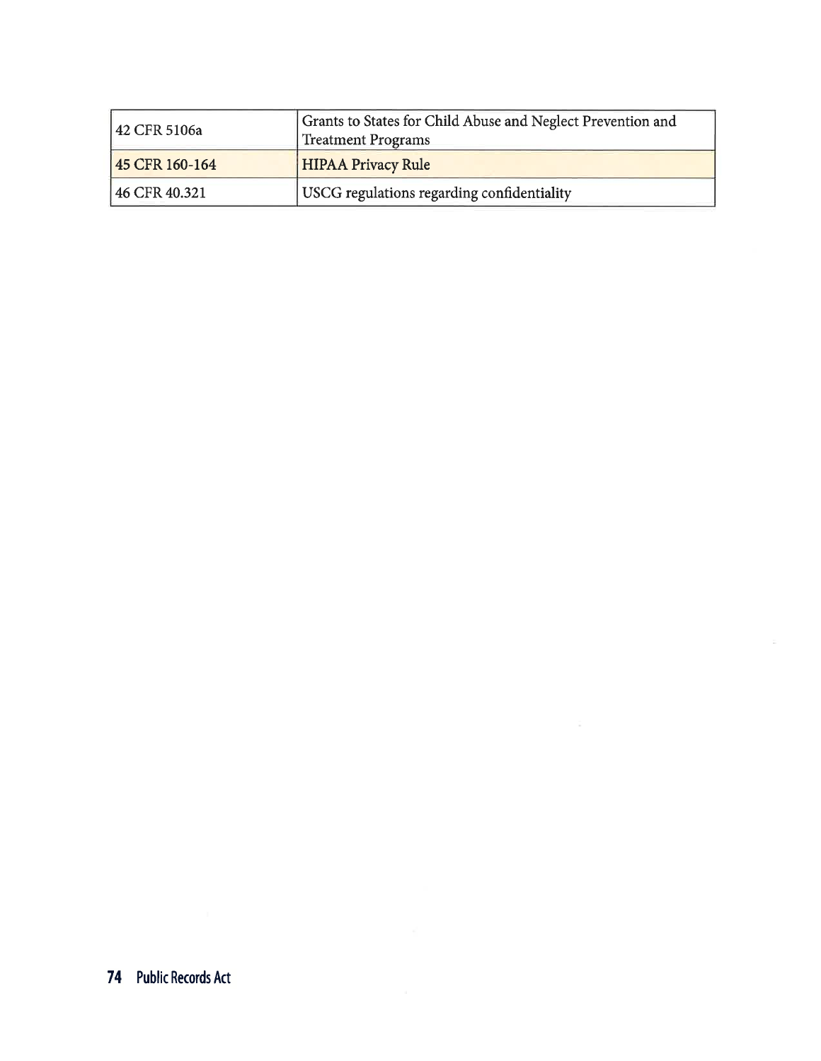| | |
|---|---|
| 42 CFR 5106a | Grants to States for Child Abuse and Neglect Prevention and Treatment Programs |
| **45 CFR 160-164** | **HIPAA Privacy Rule** |
| 46 CFR 40.321 | USCG regulations regarding confidentiality |